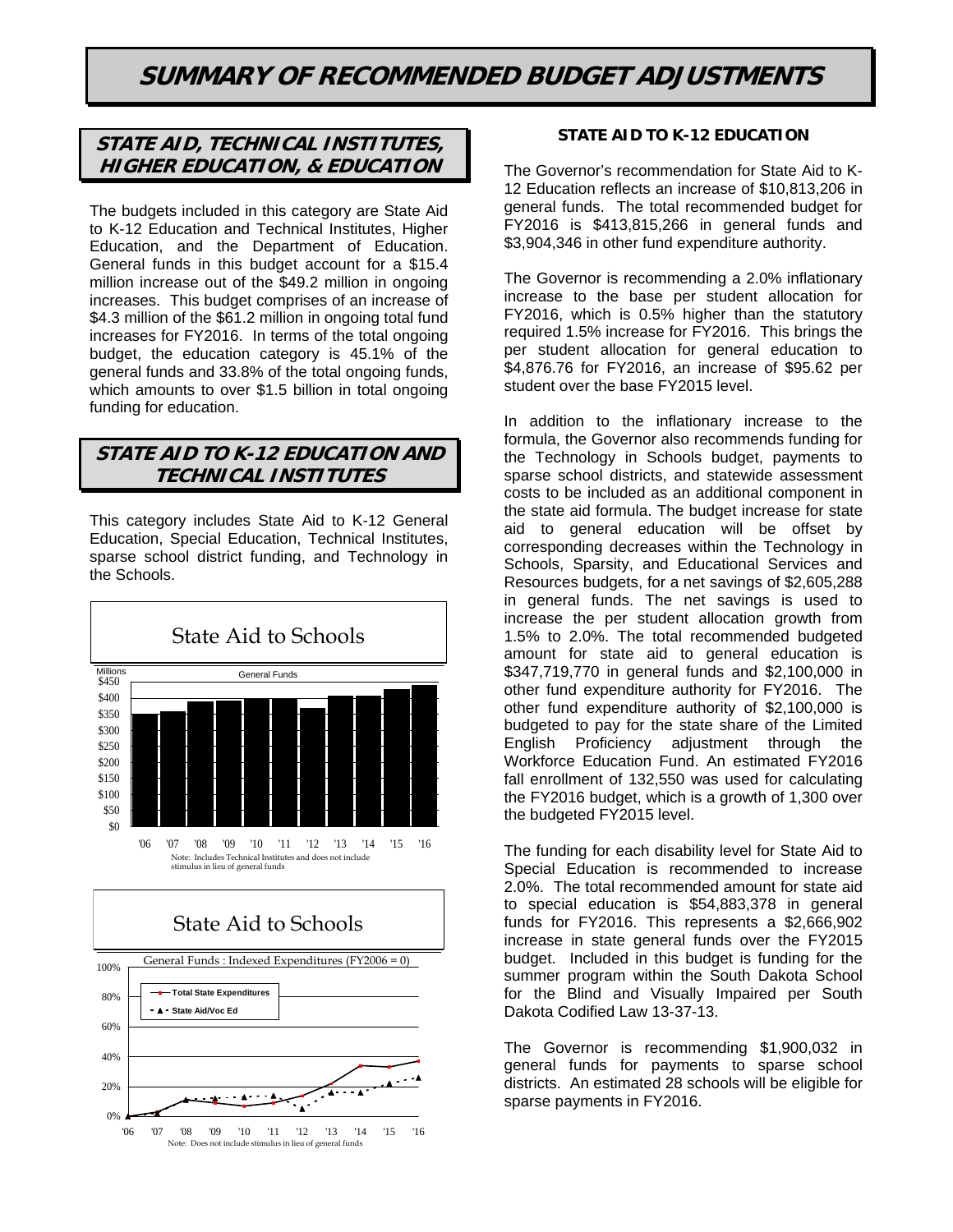# SUMMARY OF RECOMMENDED BUDGET ADJUSTMENTS

## STATE AID, TECHNICAL INSTITUTES, HIGHER EDUCATION, & EDUCATION

The budgets included in this category are State Aid to K-12 Education and Technical Institutes, Higher Education, and the Department of Education. General funds in this budget account for a $15.4 million increase out of the $49.2 million in ongoing increases. This budget comprises of an increase of $4.3 million of the $61.2 million in ongoing total fund increases for FY2016. In terms of the total ongoing budget, the education category is 45.1% of the general funds and 33.8% of the total ongoing funds, which amounts to over $1.5 billion in total ongoing funding for education.

## STATE AID TO K-12 EDUCATION AND TECHNICAL INSTITUTES

This category includes State Aid to K-12 General Education, Special Education, Technical Institutes, sparse school district funding, and Technology in the Schools.

State Aid to Schools

General Funds (Millions), '06–'16

Note: Includes Technical Institutes and does not include stimulus in lieu of general funds

State Aid to Schools

General Funds : Indexed Expenditures (FY2006 = 0)

Total State Expenditures; State Aid/Voc Ed

Note: Does not include stimulus in lieu of general funds

### STATE AID TO K-12 EDUCATION

The Governor's recommendation for State Aid to K-12 Education reflects an increase of $10,813,206 in general funds. The total recommended budget for FY2016 is $413,815,266 in general funds and $3,904,346 in other fund expenditure authority.

The Governor is recommending a 2.0% inflationary increase to the base per student allocation for FY2016, which is 0.5% higher than the statutory required 1.5% increase for FY2016. This brings the per student allocation for general education to $4,876.76 for FY2016, an increase of $95.62 per student over the base FY2015 level.

In addition to the inflationary increase to the formula, the Governor also recommends funding for the Technology in Schools budget, payments to sparse school districts, and statewide assessment costs to be included as an additional component in the state aid formula. The budget increase for state aid to general education will be offset by corresponding decreases within the Technology in Schools, Sparsity, and Educational Services and Resources budgets, for a net savings of $2,605,288 in general funds. The net savings is used to increase the per student allocation growth from 1.5% to 2.0%. The total recommended budgeted amount for state aid to general education is $347,719,770 in general funds and $2,100,000 in other fund expenditure authority for FY2016. The other fund expenditure authority of $2,100,000 is budgeted to pay for the state share of the Limited English Proficiency adjustment through the Workforce Education Fund. An estimated FY2016 fall enrollment of 132,550 was used for calculating the FY2016 budget, which is a growth of 1,300 over the budgeted FY2015 level.

The funding for each disability level for State Aid to Special Education is recommended to increase 2.0%. The total recommended amount for state aid to special education is $54,883,378 in general funds for FY2016. This represents a $2,666,902 increase in state general funds over the FY2015 budget. Included in this budget is funding for the summer program within the South Dakota School for the Blind and Visually Impaired per South Dakota Codified Law 13-37-13.

The Governor is recommending $1,900,032 in general funds for payments to sparse school districts. An estimated 28 schools will be eligible for sparse payments in FY2016.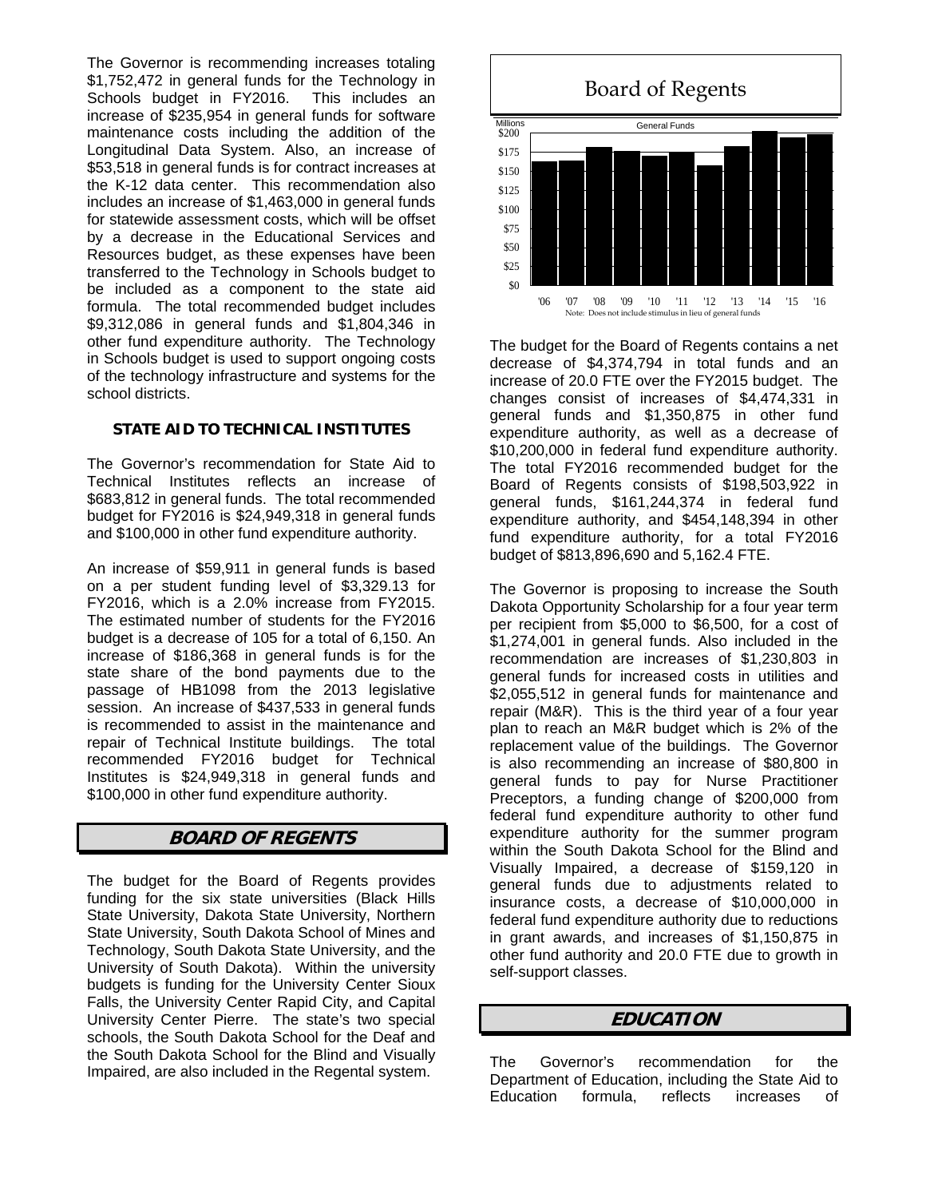The Governor is recommending increases totaling $1,752,472 in general funds for the Technology in Schools budget in FY2016. This includes an increase of $235,954 in general funds for software maintenance costs including the addition of the Longitudinal Data System. Also, an increase of $53,518 in general funds is for contract increases at the K-12 data center. This recommendation also includes an increase of $1,463,000 in general funds for statewide assessment costs, which will be offset by a decrease in the Educational Services and Resources budget, as these expenses have been transferred to the Technology in Schools budget to be included as a component to the state aid formula. The total recommended budget includes $9,312,086 in general funds and $1,804,346 in other fund expenditure authority. The Technology in Schools budget is used to support ongoing costs of the technology infrastructure and systems for the school districts.

### STATE AID TO TECHNICAL INSTITUTES

The Governor's recommendation for State Aid to Technical Institutes reflects an increase of $683,812 in general funds. The total recommended budget for FY2016 is $24,949,318 in general funds and $100,000 in other fund expenditure authority.

An increase of $59,911 in general funds is based on a per student funding level of $3,329.13 for FY2016, which is a 2.0% increase from FY2015. The estimated number of students for the FY2016 budget is a decrease of 105 for a total of 6,150. An increase of $186,368 in general funds is for the state share of the bond payments due to the passage of HB1098 from the 2013 legislative session. An increase of $437,533 in general funds is recommended to assist in the maintenance and repair of Technical Institute buildings. The total recommended FY2016 budget for Technical Institutes is $24,949,318 in general funds and $100,000 in other fund expenditure authority.

## BOARD OF REGENTS

The budget for the Board of Regents provides funding for the six state universities (Black Hills State University, Dakota State University, Northern State University, South Dakota School of Mines and Technology, South Dakota State University, and the University of South Dakota). Within the university budgets is funding for the University Center Sioux Falls, the University Center Rapid City, and Capital University Center Pierre. The state's two special schools, the South Dakota School for the Deaf and the South Dakota School for the Blind and Visually Impaired, are also included in the Regental system.

**Board of Regents**

General Funds (Millions)

'06 '07 '08 '09 '10 '11 '12 '13 '14 '15 '16

Note: Does not include stimulus in lieu of general funds

The budget for the Board of Regents contains a net decrease of $4,374,794 in total funds and an increase of 20.0 FTE over the FY2015 budget. The changes consist of increases of $4,474,331 in general funds and $1,350,875 in other fund expenditure authority, as well as a decrease of $10,200,000 in federal fund expenditure authority. The total FY2016 recommended budget for the Board of Regents consists of $198,503,922 in general funds, $161,244,374 in federal fund expenditure authority, and $454,148,394 in other fund expenditure authority, for a total FY2016 budget of $813,896,690 and 5,162.4 FTE.

The Governor is proposing to increase the South Dakota Opportunity Scholarship for a four year term per recipient from $5,000 to $6,500, for a cost of $1,274,001 in general funds. Also included in the recommendation are increases of $1,230,803 in general funds for increased costs in utilities and $2,055,512 in general funds for maintenance and repair (M&R). This is the third year of a four year plan to reach an M&R budget which is 2% of the replacement value of the buildings. The Governor is also recommending an increase of $80,800 in general funds to pay for Nurse Practitioner Preceptors, a funding change of $200,000 from federal fund expenditure authority to other fund expenditure authority for the summer program within the South Dakota School for the Blind and Visually Impaired, a decrease of $159,120 in general funds due to adjustments related to insurance costs, a decrease of $10,000,000 in federal fund expenditure authority due to reductions in grant awards, and increases of $1,150,875 in other fund authority and 20.0 FTE due to growth in self-support classes.

## EDUCATION

The Governor's recommendation for the Department of Education, including the State Aid to Education formula, reflects increases of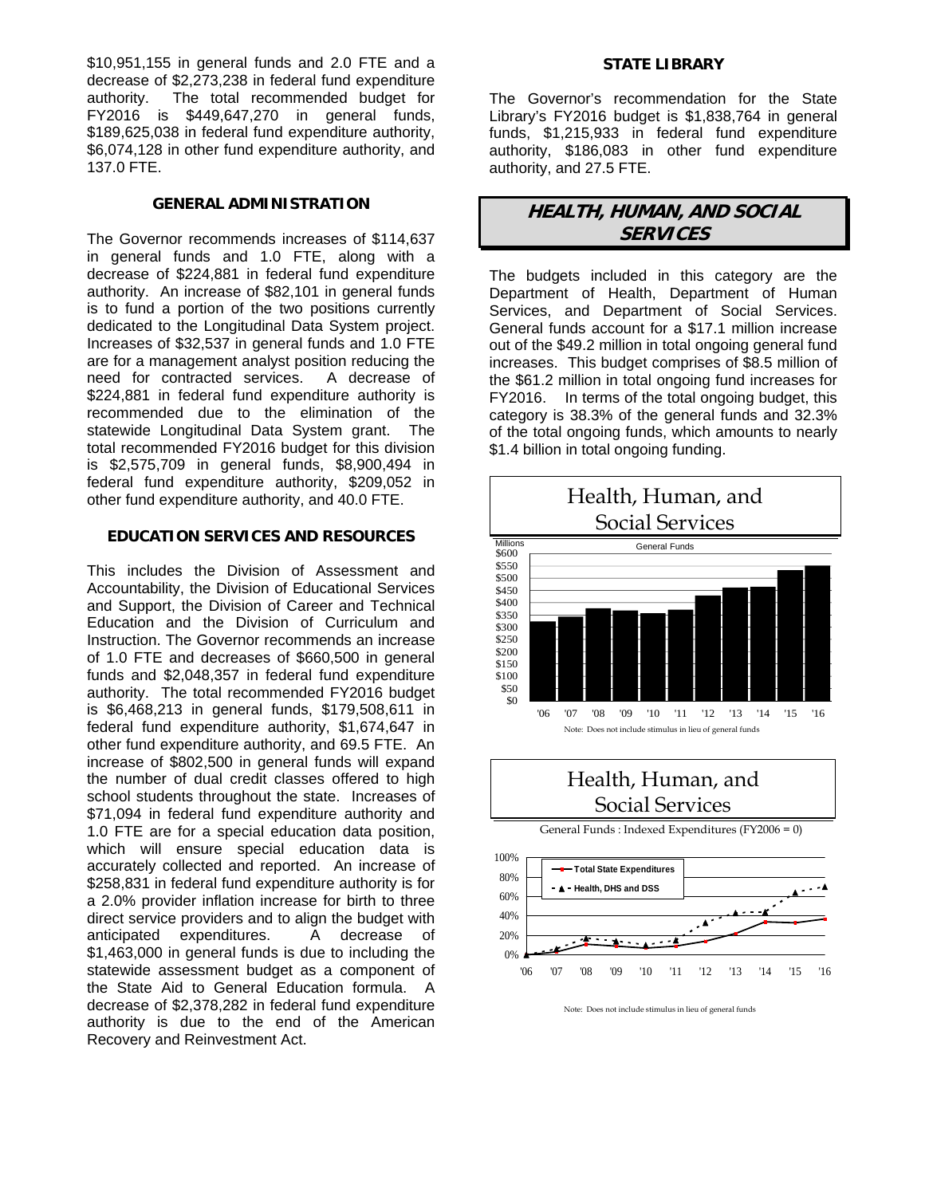$10,951,155 in general funds and 2.0 FTE and a decrease of $2,273,238 in federal fund expenditure authority. The total recommended budget for FY2016 is $449,647,270 in general funds, $189,625,038 in federal fund expenditure authority, $6,074,128 in other fund expenditure authority, and 137.0 FTE.

### GENERAL ADMINISTRATION

The Governor recommends increases of $114,637 in general funds and 1.0 FTE, along with a decrease of $224,881 in federal fund expenditure authority. An increase of $82,101 in general funds is to fund a portion of the two positions currently dedicated to the Longitudinal Data System project. Increases of $32,537 in general funds and 1.0 FTE are for a management analyst position reducing the need for contracted services. A decrease of $224,881 in federal fund expenditure authority is recommended due to the elimination of the statewide Longitudinal Data System grant. The total recommended FY2016 budget for this division is $2,575,709 in general funds, $8,900,494 in federal fund expenditure authority, $209,052 in other fund expenditure authority, and 40.0 FTE.

### EDUCATION SERVICES AND RESOURCES

This includes the Division of Assessment and Accountability, the Division of Educational Services and Support, the Division of Career and Technical Education and the Division of Curriculum and Instruction. The Governor recommends an increase of 1.0 FTE and decreases of $660,500 in general funds and $2,048,357 in federal fund expenditure authority. The total recommended FY2016 budget is $6,468,213 in general funds, $179,508,611 in federal fund expenditure authority, $1,674,647 in other fund expenditure authority, and 69.5 FTE. An increase of $802,500 in general funds will expand the number of dual credit classes offered to high school students throughout the state. Increases of $71,094 in federal fund expenditure authority and 1.0 FTE are for a special education data position, which will ensure special education data is accurately collected and reported. An increase of $258,831 in federal fund expenditure authority is for a 2.0% provider inflation increase for birth to three direct service providers and to align the budget with anticipated expenditures. A decrease of $1,463,000 in general funds is due to including the statewide assessment budget as a component of the State Aid to General Education formula. A decrease of $2,378,282 in federal fund expenditure authority is due to the end of the American Recovery and Reinvestment Act.

### STATE LIBRARY

The Governor's recommendation for the State Library's FY2016 budget is $1,838,764 in general funds, $1,215,933 in federal fund expenditure authority, $186,083 in other fund expenditure authority, and 27.5 FTE.

## HEALTH, HUMAN, AND SOCIAL SERVICES

The budgets included in this category are the Department of Health, Department of Human Services, and Department of Social Services. General funds account for a $17.1 million increase out of the $49.2 million in total ongoing general fund increases. This budget comprises of $8.5 million of the $61.2 million in total ongoing fund increases for FY2016. In terms of the total ongoing budget, this category is 38.3% of the general funds and 32.3% of the total ongoing funds, which amounts to nearly $1.4 billion in total ongoing funding.

**Health, Human, and Social Services**

General Funds (Millions)

Note: Does not include stimulus in lieu of general funds

**Health, Human, and Social Services**

General Funds : Indexed Expenditures (FY2006 = 0)

Note: Does not include stimulus in lieu of general funds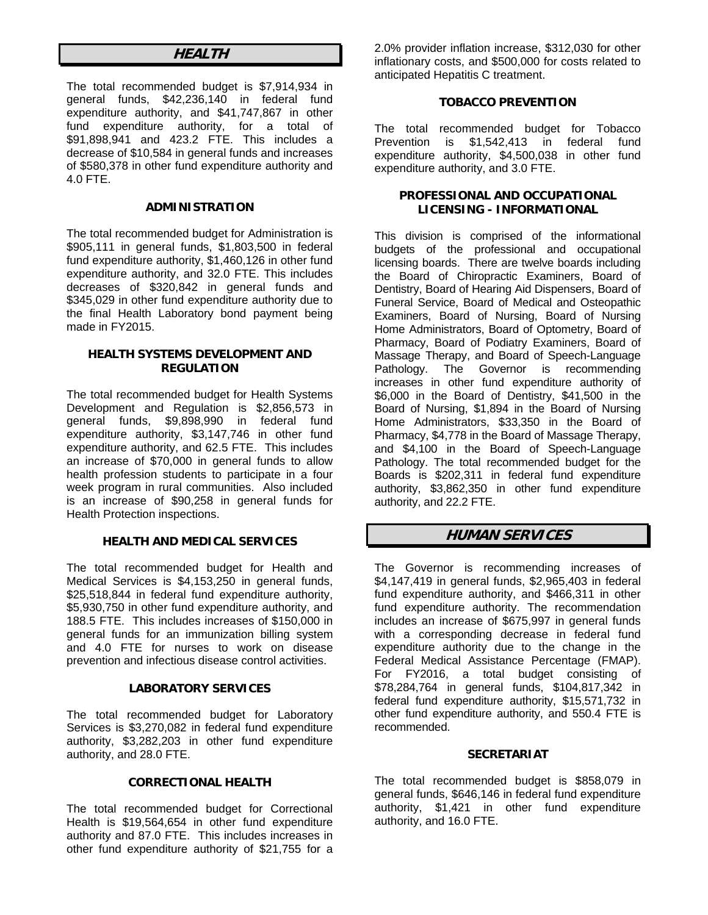## HEALTH

The total recommended budget is $7,914,934 in general funds, $42,236,140 in federal fund expenditure authority, and $41,747,867 in other fund expenditure authority, for a total of $91,898,941 and 423.2 FTE. This includes a decrease of $10,584 in general funds and increases of $580,378 in other fund expenditure authority and 4.0 FTE.

### ADMINISTRATION

The total recommended budget for Administration is $905,111 in general funds, $1,803,500 in federal fund expenditure authority, $1,460,126 in other fund expenditure authority, and 32.0 FTE. This includes decreases of $320,842 in general funds and $345,029 in other fund expenditure authority due to the final Health Laboratory bond payment being made in FY2015.

### HEALTH SYSTEMS DEVELOPMENT AND REGULATION

The total recommended budget for Health Systems Development and Regulation is $2,856,573 in general funds, $9,898,990 in federal fund expenditure authority, $3,147,746 in other fund expenditure authority, and 62.5 FTE. This includes an increase of $70,000 in general funds to allow health profession students to participate in a four week program in rural communities. Also included is an increase of $90,258 in general funds for Health Protection inspections.

### HEALTH AND MEDICAL SERVICES

The total recommended budget for Health and Medical Services is $4,153,250 in general funds, $25,518,844 in federal fund expenditure authority, $5,930,750 in other fund expenditure authority, and 188.5 FTE. This includes increases of $150,000 in general funds for an immunization billing system and 4.0 FTE for nurses to work on disease prevention and infectious disease control activities.

### LABORATORY SERVICES

The total recommended budget for Laboratory Services is $3,270,082 in federal fund expenditure authority, $3,282,203 in other fund expenditure authority, and 28.0 FTE.

### CORRECTIONAL HEALTH

The total recommended budget for Correctional Health is $19,564,654 in other fund expenditure authority and 87.0 FTE. This includes increases in other fund expenditure authority of $21,755 for a 2.0% provider inflation increase, $312,030 for other inflationary costs, and $500,000 for costs related to anticipated Hepatitis C treatment.

### TOBACCO PREVENTION

The total recommended budget for Tobacco Prevention is $1,542,413 in federal fund expenditure authority, $4,500,038 in other fund expenditure authority, and 3.0 FTE.

### PROFESSIONAL AND OCCUPATIONAL LICENSING - INFORMATIONAL

This division is comprised of the informational budgets of the professional and occupational licensing boards. There are twelve boards including the Board of Chiropractic Examiners, Board of Dentistry, Board of Hearing Aid Dispensers, Board of Funeral Service, Board of Medical and Osteopathic Examiners, Board of Nursing, Board of Nursing Home Administrators, Board of Optometry, Board of Pharmacy, Board of Podiatry Examiners, Board of Massage Therapy, and Board of Speech-Language Pathology. The Governor is recommending increases in other fund expenditure authority of $6,000 in the Board of Dentistry, $41,500 in the Board of Nursing, $1,894 in the Board of Nursing Home Administrators, $33,350 in the Board of Pharmacy, $4,778 in the Board of Massage Therapy, and $4,100 in the Board of Speech-Language Pathology. The total recommended budget for the Boards is $202,311 in federal fund expenditure authority, $3,862,350 in other fund expenditure authority, and 22.2 FTE.

## HUMAN SERVICES

The Governor is recommending increases of $4,147,419 in general funds, $2,965,403 in federal fund expenditure authority, and $466,311 in other fund expenditure authority. The recommendation includes an increase of $675,997 in general funds with a corresponding decrease in federal fund expenditure authority due to the change in the Federal Medical Assistance Percentage (FMAP). For FY2016, a total budget consisting of $78,284,764 in general funds, $104,817,342 in federal fund expenditure authority, $15,571,732 in other fund expenditure authority, and 550.4 FTE is recommended.

### SECRETARIAT

The total recommended budget is $858,079 in general funds, $646,146 in federal fund expenditure authority, $1,421 in other fund expenditure authority, and 16.0 FTE.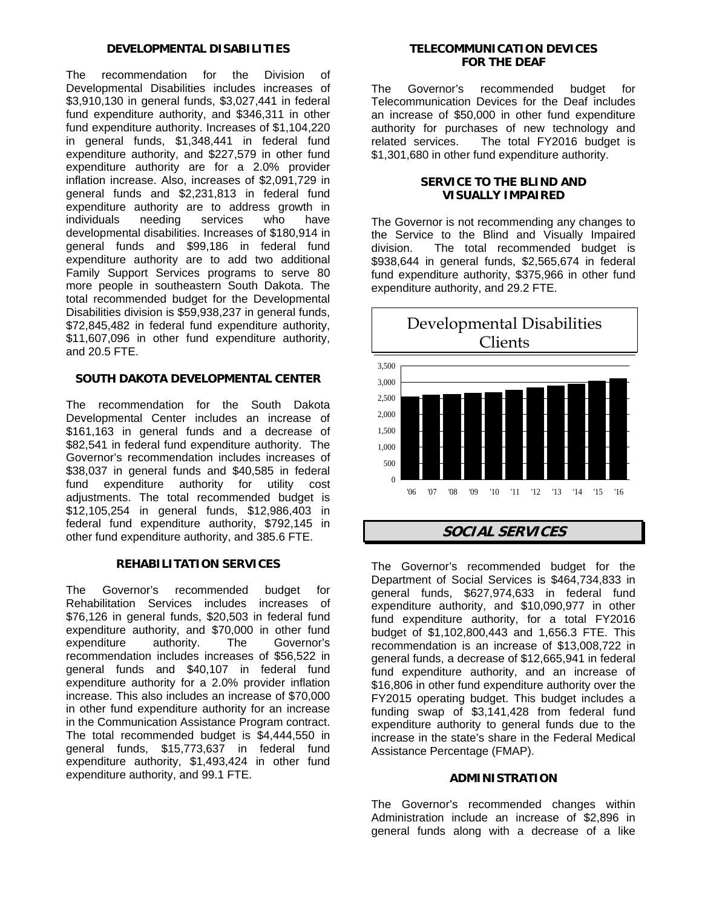### DEVELOPMENTAL DISABILITIES

The recommendation for the Division of Developmental Disabilities includes increases of $3,910,130 in general funds, $3,027,441 in federal fund expenditure authority, and $346,311 in other fund expenditure authority. Increases of $1,104,220 in general funds, $1,348,441 in federal fund expenditure authority, and $227,579 in other fund expenditure authority are for a 2.0% provider inflation increase. Also, increases of $2,091,729 in general funds and $2,231,813 in federal fund expenditure authority are to address growth in individuals needing services who have developmental disabilities. Increases of $180,914 in general funds and $99,186 in federal fund expenditure authority are to add two additional Family Support Services programs to serve 80 more people in southeastern South Dakota. The total recommended budget for the Developmental Disabilities division is $59,938,237 in general funds, $72,845,482 in federal fund expenditure authority, $11,607,096 in other fund expenditure authority, and 20.5 FTE.

### SOUTH DAKOTA DEVELOPMENTAL CENTER

The recommendation for the South Dakota Developmental Center includes an increase of $161,163 in general funds and a decrease of $82,541 in federal fund expenditure authority. The Governor's recommendation includes increases of $38,037 in general funds and $40,585 in federal fund expenditure authority for utility cost adjustments. The total recommended budget is $12,105,254 in general funds, $12,986,403 in federal fund expenditure authority, $792,145 in other fund expenditure authority, and 385.6 FTE.

### REHABILITATION SERVICES

The Governor's recommended budget for Rehabilitation Services includes increases of $76,126 in general funds, $20,503 in federal fund expenditure authority, and $70,000 in other fund expenditure authority. The Governor's recommendation includes increases of $56,522 in general funds and $40,107 in federal fund expenditure authority for a 2.0% provider inflation increase. This also includes an increase of $70,000 in other fund expenditure authority for an increase in the Communication Assistance Program contract. The total recommended budget is $4,444,550 in general funds, $15,773,637 in federal fund expenditure authority, $1,493,424 in other fund expenditure authority, and 99.1 FTE.

### TELECOMMUNICATION DEVICES FOR THE DEAF

The Governor's recommended budget for Telecommunication Devices for the Deaf includes an increase of $50,000 in other fund expenditure authority for purchases of new technology and related services. The total FY2016 budget is $1,301,680 in other fund expenditure authority.

### SERVICE TO THE BLIND AND VISUALLY IMPAIRED

The Governor is not recommending any changes to the Service to the Blind and Visually Impaired division. The total recommended budget is $938,644 in general funds, $2,565,674 in federal fund expenditure authority, $375,966 in other fund expenditure authority, and 29.2 FTE.

Developmental Disabilities Clients

## *SOCIAL SERVICES*

The Governor's recommended budget for the Department of Social Services is $464,734,833 in general funds, $627,974,633 in federal fund expenditure authority, and $10,090,977 in other fund expenditure authority, for a total FY2016 budget of $1,102,800,443 and 1,656.3 FTE. This recommendation is an increase of $13,008,722 in general funds, a decrease of $12,665,941 in federal fund expenditure authority, and an increase of $16,806 in other fund expenditure authority over the FY2015 operating budget. This budget includes a funding swap of $3,141,428 from federal fund expenditure authority to general funds due to the increase in the state's share in the Federal Medical Assistance Percentage (FMAP).

### ADMINISTRATION

The Governor's recommended changes within Administration include an increase of $2,896 in general funds along with a decrease of a like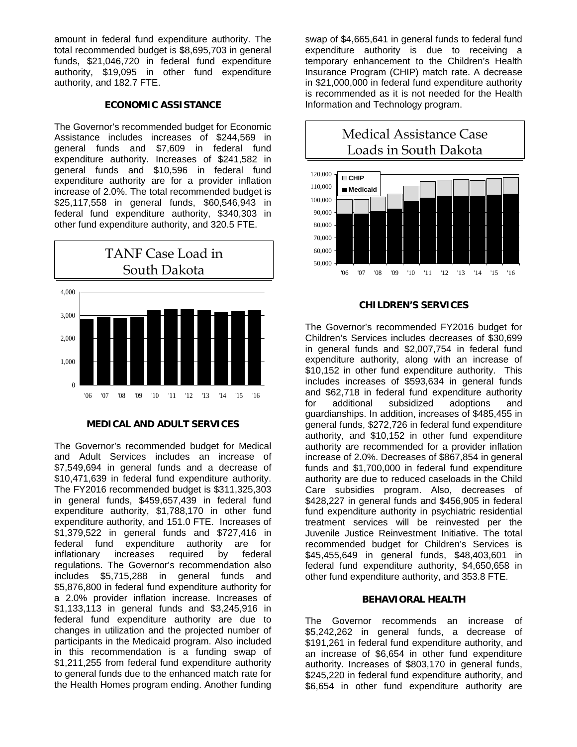amount in federal fund expenditure authority. The total recommended budget is $8,695,703 in general funds, $21,046,720 in federal fund expenditure authority, $19,095 in other fund expenditure authority, and 182.7 FTE.

### ECONOMIC ASSISTANCE

The Governor's recommended budget for Economic Assistance includes increases of $244,569 in general funds and $7,609 in federal fund expenditure authority. Increases of $241,582 in general funds and $10,596 in federal fund expenditure authority are for a provider inflation increase of 2.0%. The total recommended budget is $25,117,558 in general funds, $60,546,943 in federal fund expenditure authority, $340,303 in other fund expenditure authority, and 320.5 FTE.

TANF Case Load in South Dakota

### MEDICAL AND ADULT SERVICES

The Governor's recommended budget for Medical and Adult Services includes an increase of $7,549,694 in general funds and a decrease of $10,471,639 in federal fund expenditure authority. The FY2016 recommended budget is $311,325,303 in general funds, $459,657,439 in federal fund expenditure authority, $1,788,170 in other fund expenditure authority, and 151.0 FTE. Increases of $1,379,522 in general funds and $727,416 in federal fund expenditure authority are for inflationary increases required by federal regulations. The Governor's recommendation also includes $5,715,288 in general funds and $5,876,800 in federal fund expenditure authority for a 2.0% provider inflation increase. Increases of $1,133,113 in general funds and $3,245,916 in federal fund expenditure authority are due to changes in utilization and the projected number of participants in the Medicaid program. Also included in this recommendation is a funding swap of $1,211,255 from federal fund expenditure authority to general funds due to the enhanced match rate for the Health Homes program ending. Another funding swap of $4,665,641 in general funds to federal fund expenditure authority is due to receiving a temporary enhancement to the Children's Health Insurance Program (CHIP) match rate. A decrease in $21,000,000 in federal fund expenditure authority is recommended as it is not needed for the Health Information and Technology program.

Medical Assistance Case Loads in South Dakota

### CHILDREN'S SERVICES

The Governor's recommended FY2016 budget for Children's Services includes decreases of $30,699 in general funds and $2,007,754 in federal fund expenditure authority, along with an increase of $10,152 in other fund expenditure authority. This includes increases of $593,634 in general funds and $62,718 in federal fund expenditure authority for additional subsidized adoptions and guardianships. In addition, increases of $485,455 in general funds, $272,726 in federal fund expenditure authority, and $10,152 in other fund expenditure authority are recommended for a provider inflation increase of 2.0%. Decreases of $867,854 in general funds and $1,700,000 in federal fund expenditure authority are due to reduced caseloads in the Child Care subsidies program. Also, decreases of $428,227 in general funds and $456,905 in federal fund expenditure authority in psychiatric residential treatment services will be reinvested per the Juvenile Justice Reinvestment Initiative. The total recommended budget for Children's Services is $45,455,649 in general funds, $48,403,601 in federal fund expenditure authority, $4,650,658 in other fund expenditure authority, and 353.8 FTE.

### BEHAVIORAL HEALTH

The Governor recommends an increase of $5,242,262 in general funds, a decrease of $191,261 in federal fund expenditure authority, and an increase of $6,654 in other fund expenditure authority. Increases of $803,170 in general funds, $245,220 in federal fund expenditure authority, and $6,654 in other fund expenditure authority are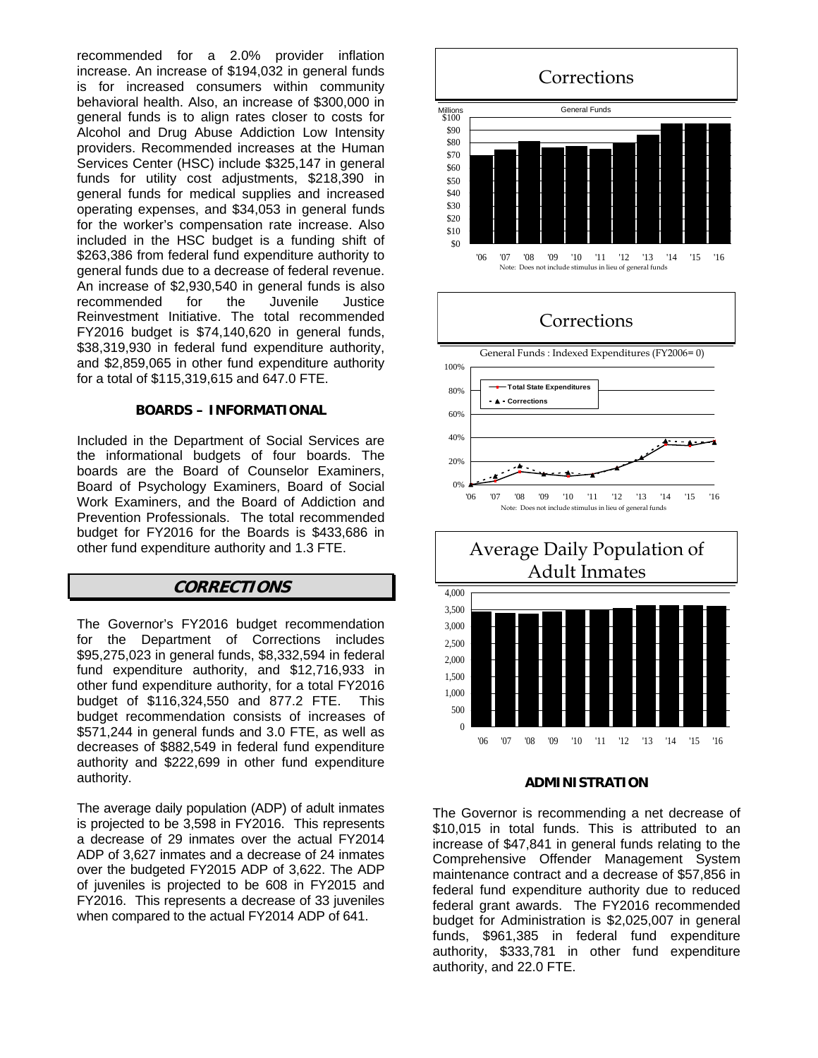recommended for a 2.0% provider inflation increase. An increase of $194,032 in general funds is for increased consumers within community behavioral health. Also, an increase of $300,000 in general funds is to align rates closer to costs for Alcohol and Drug Abuse Addiction Low Intensity providers. Recommended increases at the Human Services Center (HSC) include $325,147 in general funds for utility cost adjustments, $218,390 in general funds for medical supplies and increased operating expenses, and $34,053 in general funds for the worker's compensation rate increase. Also included in the HSC budget is a funding shift of $263,386 from federal fund expenditure authority to general funds due to a decrease of federal revenue. An increase of $2,930,540 in general funds is also recommended for the Juvenile Justice Reinvestment Initiative. The total recommended FY2016 budget is $74,140,620 in general funds, $38,319,930 in federal fund expenditure authority, and $2,859,065 in other fund expenditure authority for a total of $115,319,615 and 647.0 FTE.

### BOARDS – INFORMATIONAL

Included in the Department of Social Services are the informational budgets of four boards. The boards are the Board of Counselor Examiners, Board of Psychology Examiners, Board of Social Work Examiners, and the Board of Addiction and Prevention Professionals. The total recommended budget for FY2016 for the Boards is $433,686 in other fund expenditure authority and 1.3 FTE.

## CORRECTIONS

The Governor's FY2016 budget recommendation for the Department of Corrections includes $95,275,023 in general funds, $8,332,594 in federal fund expenditure authority, and $12,716,933 in other fund expenditure authority, for a total FY2016 budget of $116,324,550 and 877.2 FTE. This budget recommendation consists of increases of $571,244 in general funds and 3.0 FTE, as well as decreases of $882,549 in federal fund expenditure authority and $222,699 in other fund expenditure authority.

The average daily population (ADP) of adult inmates is projected to be 3,598 in FY2016. This represents a decrease of 29 inmates over the actual FY2014 ADP of 3,627 inmates and a decrease of 24 inmates over the budgeted FY2015 ADP of 3,622. The ADP of juveniles is projected to be 608 in FY2015 and FY2016. This represents a decrease of 33 juveniles when compared to the actual FY2014 ADP of 641.

### ADMINISTRATION

The Governor is recommending a net decrease of $10,015 in total funds. This is attributed to an increase of $47,841 in general funds relating to the Comprehensive Offender Management System maintenance contract and a decrease of $57,856 in federal fund expenditure authority due to reduced federal grant awards. The FY2016 recommended budget for Administration is $2,025,007 in general funds, $961,385 in federal fund expenditure authority, $333,781 in other fund expenditure authority, and 22.0 FTE.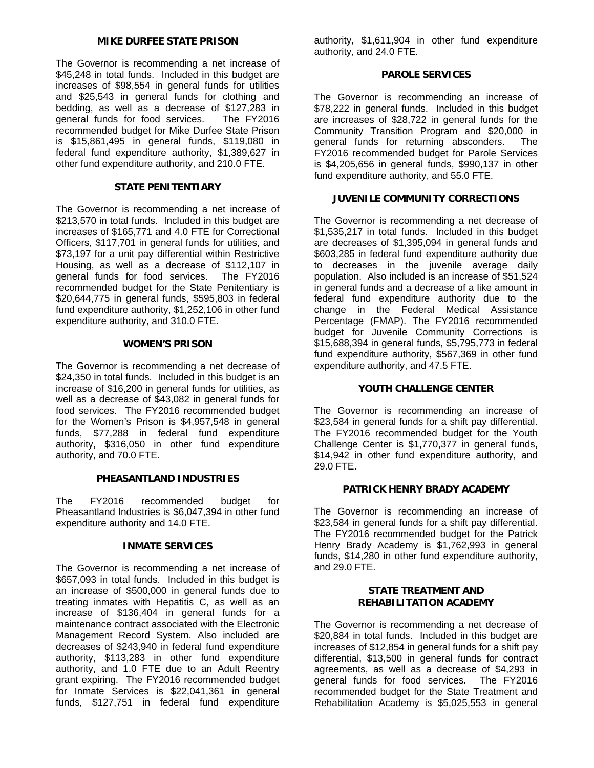### MIKE DURFEE STATE PRISON

The Governor is recommending a net increase of $45,248 in total funds. Included in this budget are increases of $98,554 in general funds for utilities and $25,543 in general funds for clothing and bedding, as well as a decrease of $127,283 in general funds for food services. The FY2016 recommended budget for Mike Durfee State Prison is $15,861,495 in general funds, $119,080 in federal fund expenditure authority, $1,389,627 in other fund expenditure authority, and 210.0 FTE.

### STATE PENITENTIARY

The Governor is recommending a net increase of $213,570 in total funds. Included in this budget are increases of $165,771 and 4.0 FTE for Correctional Officers, $117,701 in general funds for utilities, and $73,197 for a unit pay differential within Restrictive Housing, as well as a decrease of $112,107 in general funds for food services. The FY2016 recommended budget for the State Penitentiary is $20,644,775 in general funds, $595,803 in federal fund expenditure authority, $1,252,106 in other fund expenditure authority, and 310.0 FTE.

### WOMEN'S PRISON

The Governor is recommending a net decrease of $24,350 in total funds. Included in this budget is an increase of $16,200 in general funds for utilities, as well as a decrease of $43,082 in general funds for food services. The FY2016 recommended budget for the Women's Prison is $4,957,548 in general funds, $77,288 in federal fund expenditure authority, $316,050 in other fund expenditure authority, and 70.0 FTE.

### PHEASANTLAND INDUSTRIES

The FY2016 recommended budget for Pheasantland Industries is $6,047,394 in other fund expenditure authority and 14.0 FTE.

### INMATE SERVICES

The Governor is recommending a net increase of $657,093 in total funds. Included in this budget is an increase of $500,000 in general funds due to treating inmates with Hepatitis C, as well as an increase of $136,404 in general funds for a maintenance contract associated with the Electronic Management Record System. Also included are decreases of $243,940 in federal fund expenditure authority, $113,283 in other fund expenditure authority, and 1.0 FTE due to an Adult Reentry grant expiring. The FY2016 recommended budget for Inmate Services is $22,041,361 in general funds, $127,751 in federal fund expenditure authority, $1,611,904 in other fund expenditure authority, and 24.0 FTE.

### PAROLE SERVICES

The Governor is recommending an increase of $78,222 in general funds. Included in this budget are increases of $28,722 in general funds for the Community Transition Program and $20,000 in general funds for returning absconders. The FY2016 recommended budget for Parole Services is $4,205,656 in general funds, $990,137 in other fund expenditure authority, and 55.0 FTE.

### JUVENILE COMMUNITY CORRECTIONS

The Governor is recommending a net decrease of $1,535,217 in total funds. Included in this budget are decreases of $1,395,094 in general funds and $603,285 in federal fund expenditure authority due to decreases in the juvenile average daily population. Also included is an increase of $51,524 in general funds and a decrease of a like amount in federal fund expenditure authority due to the change in the Federal Medical Assistance Percentage (FMAP). The FY2016 recommended budget for Juvenile Community Corrections is $15,688,394 in general funds, $5,795,773 in federal fund expenditure authority, $567,369 in other fund expenditure authority, and 47.5 FTE.

### YOUTH CHALLENGE CENTER

The Governor is recommending an increase of $23,584 in general funds for a shift pay differential. The FY2016 recommended budget for the Youth Challenge Center is $1,770,377 in general funds, $14,942 in other fund expenditure authority, and 29.0 FTE.

### PATRICK HENRY BRADY ACADEMY

The Governor is recommending an increase of $23,584 in general funds for a shift pay differential. The FY2016 recommended budget for the Patrick Henry Brady Academy is $1,762,993 in general funds, $14,280 in other fund expenditure authority, and 29.0 FTE.

### STATE TREATMENT AND REHABILITATION ACADEMY

The Governor is recommending a net decrease of $20,884 in total funds. Included in this budget are increases of $12,854 in general funds for a shift pay differential, $13,500 in general funds for contract agreements, as well as a decrease of $4,293 in general funds for food services. The FY2016 recommended budget for the State Treatment and Rehabilitation Academy is $5,025,553 in general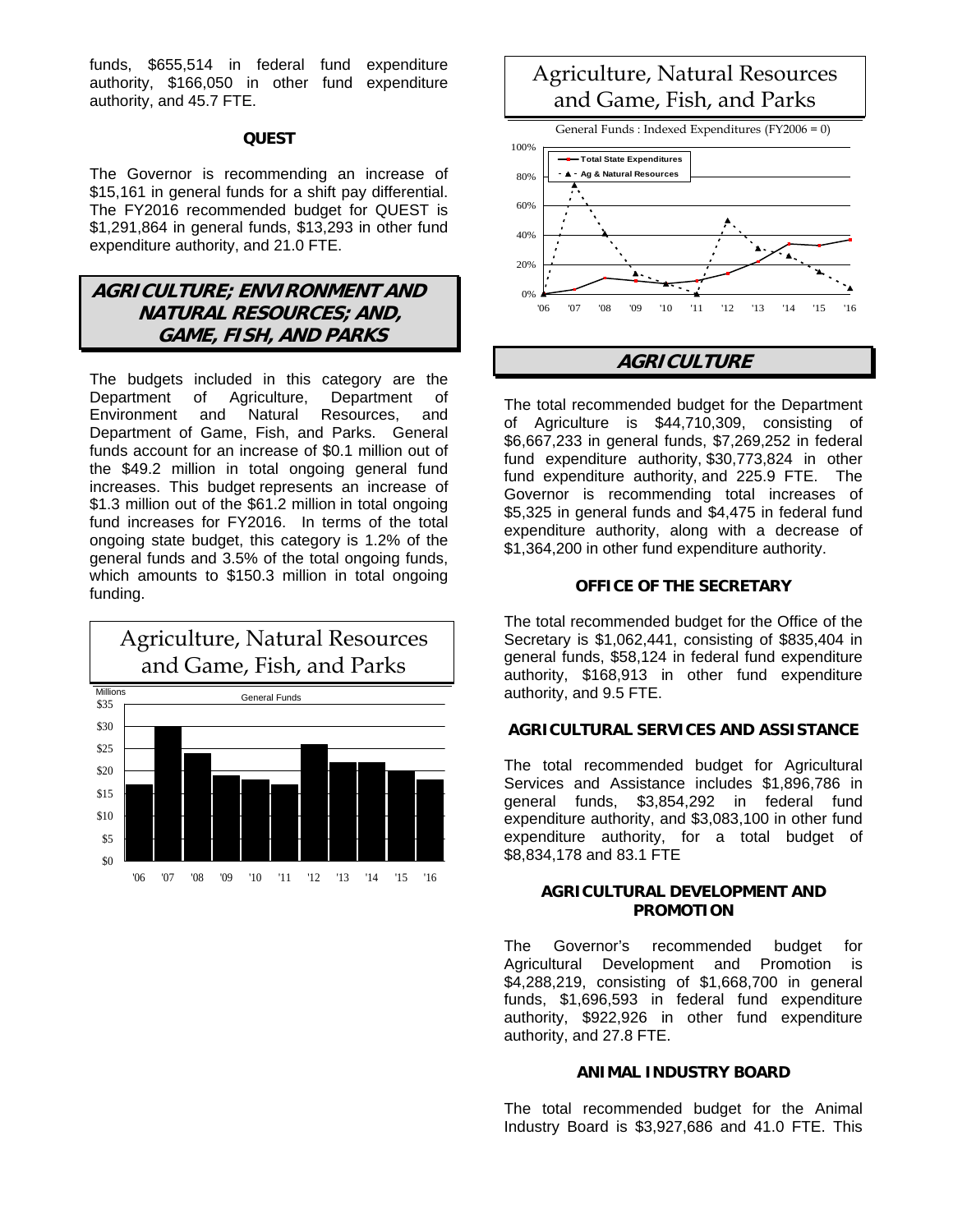funds, $655,514 in federal fund expenditure authority, $166,050 in other fund expenditure authority, and 45.7 FTE.

#### QUEST

The Governor is recommending an increase of $15,161 in general funds for a shift pay differential. The FY2016 recommended budget for QUEST is $1,291,864 in general funds, $13,293 in other fund expenditure authority, and 21.0 FTE.

## AGRICULTURE; ENVIRONMENT AND NATURAL RESOURCES; AND, GAME, FISH, AND PARKS

The budgets included in this category are the Department of Agriculture, Department of Environment and Natural Resources, and Department of Game, Fish, and Parks. General funds account for an increase of $0.1 million out of the $49.2 million in total ongoing general fund increases. This budget represents an increase of $1.3 million out of the $61.2 million in total ongoing fund increases for FY2016. In terms of the total ongoing state budget, this category is 1.2% of the general funds and 3.5% of the total ongoing funds, which amounts to $150.3 million in total ongoing funding.

Agriculture, Natural Resources and Game, Fish, and Parks

General Funds (Millions)

| Year | '06 | '07 | '08 | '09 | '10 | '11 | '12 | '13 | '14 | '15 | '16 |
|---|---|---|---|---|---|---|---|---|---|---|---|
| General Funds ($ Millions) | 17 | 30 | 24 | 19 | 18 | 17 | 26 | 22 | 22 | 20 | 18 |

Agriculture, Natural Resources and Game, Fish, and Parks

General Funds : Indexed Expenditures (FY2006 = 0)

| Year | '06 | '07 | '08 | '09 | '10 | '11 | '12 | '13 | '14 | '15 | '16 |
|---|---|---|---|---|---|---|---|---|---|---|---|
| Total State Expenditures | 0% | 3% | 10% | 8% | 7% | 8% | 13% | 22% | 34% | 33% | 37% |
| Ag & Natural Resources | 0% | 74% | 41% | 13% | 6% | 0% | 49% | 31% | 26% | 14% | 4% |

## AGRICULTURE

The total recommended budget for the Department of Agriculture is $44,710,309, consisting of $6,667,233 in general funds, $7,269,252 in federal fund expenditure authority, $30,773,824 in other fund expenditure authority, and 225.9 FTE. The Governor is recommending total increases of $5,325 in general funds and $4,475 in federal fund expenditure authority, along with a decrease of $1,364,200 in other fund expenditure authority.

#### OFFICE OF THE SECRETARY

The total recommended budget for the Office of the Secretary is $1,062,441, consisting of $835,404 in general funds, $58,124 in federal fund expenditure authority, $168,913 in other fund expenditure authority, and 9.5 FTE.

#### AGRICULTURAL SERVICES AND ASSISTANCE

The total recommended budget for Agricultural Services and Assistance includes $1,896,786 in general funds, $3,854,292 in federal fund expenditure authority, and $3,083,100 in other fund expenditure authority, for a total budget of $8,834,178 and 83.1 FTE

#### AGRICULTURAL DEVELOPMENT AND PROMOTION

The Governor's recommended budget for Agricultural Development and Promotion is $4,288,219, consisting of $1,668,700 in general funds, $1,696,593 in federal fund expenditure authority, $922,926 in other fund expenditure authority, and 27.8 FTE.

#### ANIMAL INDUSTRY BOARD

The total recommended budget for the Animal Industry Board is $3,927,686 and 41.0 FTE. This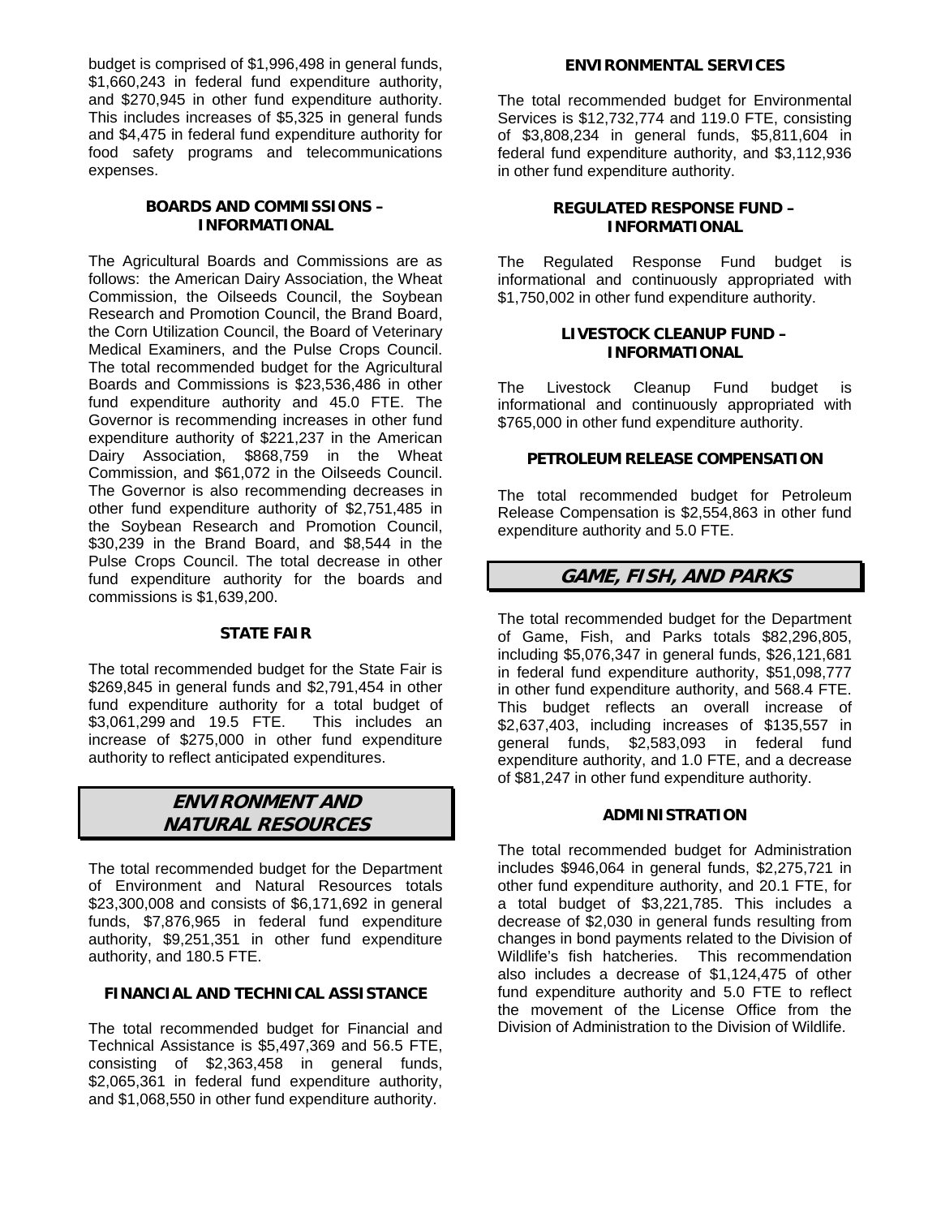budget is comprised of $1,996,498 in general funds, $1,660,243 in federal fund expenditure authority, and $270,945 in other fund expenditure authority. This includes increases of $5,325 in general funds and $4,475 in federal fund expenditure authority for food safety programs and telecommunications expenses.

### BOARDS AND COMMISSIONS – INFORMATIONAL

The Agricultural Boards and Commissions are as follows: the American Dairy Association, the Wheat Commission, the Oilseeds Council, the Soybean Research and Promotion Council, the Brand Board, the Corn Utilization Council, the Board of Veterinary Medical Examiners, and the Pulse Crops Council. The total recommended budget for the Agricultural Boards and Commissions is $23,536,486 in other fund expenditure authority and 45.0 FTE. The Governor is recommending increases in other fund expenditure authority of $221,237 in the American Dairy Association, $868,759 in the Wheat Commission, and $61,072 in the Oilseeds Council. The Governor is also recommending decreases in other fund expenditure authority of $2,751,485 in the Soybean Research and Promotion Council, $30,239 in the Brand Board, and $8,544 in the Pulse Crops Council. The total decrease in other fund expenditure authority for the boards and commissions is $1,639,200.

### STATE FAIR

The total recommended budget for the State Fair is $269,845 in general funds and $2,791,454 in other fund expenditure authority for a total budget of $3,061,299 and 19.5 FTE. This includes an increase of $275,000 in other fund expenditure authority to reflect anticipated expenditures.

## *ENVIRONMENT AND NATURAL RESOURCES*

The total recommended budget for the Department of Environment and Natural Resources totals $23,300,008 and consists of $6,171,692 in general funds, $7,876,965 in federal fund expenditure authority, $9,251,351 in other fund expenditure authority, and 180.5 FTE.

### FINANCIAL AND TECHNICAL ASSISTANCE

The total recommended budget for Financial and Technical Assistance is $5,497,369 and 56.5 FTE, consisting of $2,363,458 in general funds, $2,065,361 in federal fund expenditure authority, and $1,068,550 in other fund expenditure authority.

### ENVIRONMENTAL SERVICES

The total recommended budget for Environmental Services is $12,732,774 and 119.0 FTE, consisting of $3,808,234 in general funds, $5,811,604 in federal fund expenditure authority, and $3,112,936 in other fund expenditure authority.

### REGULATED RESPONSE FUND – INFORMATIONAL

The Regulated Response Fund budget is informational and continuously appropriated with $1,750,002 in other fund expenditure authority.

### LIVESTOCK CLEANUP FUND – INFORMATIONAL

The Livestock Cleanup Fund budget is informational and continuously appropriated with $765,000 in other fund expenditure authority.

### PETROLEUM RELEASE COMPENSATION

The total recommended budget for Petroleum Release Compensation is $2,554,863 in other fund expenditure authority and 5.0 FTE.

## *GAME, FISH, AND PARKS*

The total recommended budget for the Department of Game, Fish, and Parks totals $82,296,805, including $5,076,347 in general funds, $26,121,681 in federal fund expenditure authority, $51,098,777 in other fund expenditure authority, and 568.4 FTE. This budget reflects an overall increase of $2,637,403, including increases of $135,557 in general funds, $2,583,093 in federal fund expenditure authority, and 1.0 FTE, and a decrease of $81,247 in other fund expenditure authority.

### ADMINISTRATION

The total recommended budget for Administration includes $946,064 in general funds, $2,275,721 in other fund expenditure authority, and 20.1 FTE, for a total budget of $3,221,785. This includes a decrease of $2,030 in general funds resulting from changes in bond payments related to the Division of Wildlife's fish hatcheries. This recommendation also includes a decrease of $1,124,475 of other fund expenditure authority and 5.0 FTE to reflect the movement of the License Office from the Division of Administration to the Division of Wildlife.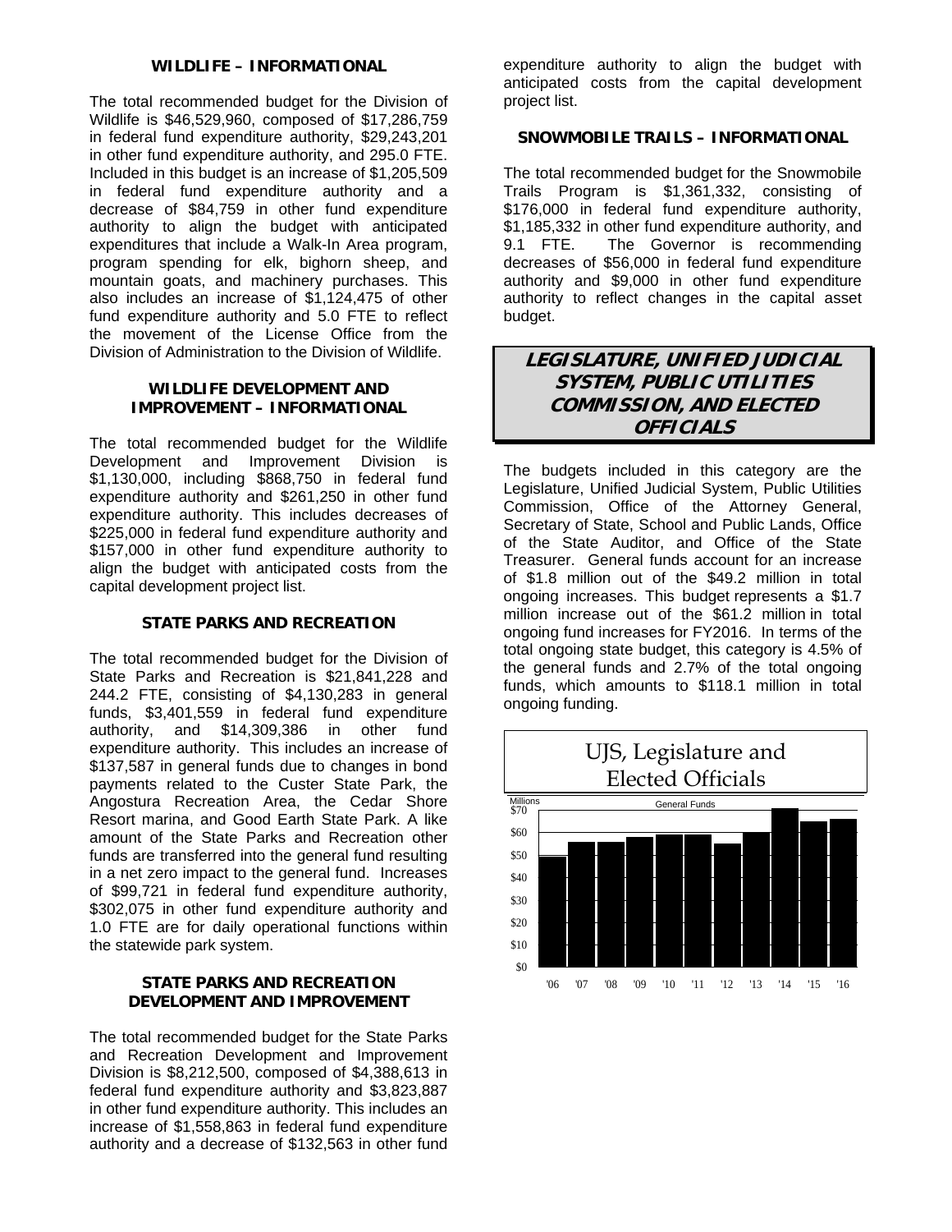### WILDLIFE – INFORMATIONAL

The total recommended budget for the Division of Wildlife is $46,529,960, composed of $17,286,759 in federal fund expenditure authority, $29,243,201 in other fund expenditure authority, and 295.0 FTE. Included in this budget is an increase of $1,205,509 in federal fund expenditure authority and a decrease of $84,759 in other fund expenditure authority to align the budget with anticipated expenditures that include a Walk-In Area program, program spending for elk, bighorn sheep, and mountain goats, and machinery purchases. This also includes an increase of $1,124,475 of other fund expenditure authority and 5.0 FTE to reflect the movement of the License Office from the Division of Administration to the Division of Wildlife.

### WILDLIFE DEVELOPMENT AND IMPROVEMENT – INFORMATIONAL

The total recommended budget for the Wildlife Development and Improvement Division is $1,130,000, including $868,750 in federal fund expenditure authority and $261,250 in other fund expenditure authority. This includes decreases of $225,000 in federal fund expenditure authority and $157,000 in other fund expenditure authority to align the budget with anticipated costs from the capital development project list.

### STATE PARKS AND RECREATION

The total recommended budget for the Division of State Parks and Recreation is $21,841,228 and 244.2 FTE, consisting of $4,130,283 in general funds, $3,401,559 in federal fund expenditure authority, and $14,309,386 in other fund expenditure authority. This includes an increase of $137,587 in general funds due to changes in bond payments related to the Custer State Park, the Angostura Recreation Area, the Cedar Shore Resort marina, and Good Earth State Park. A like amount of the State Parks and Recreation other funds are transferred into the general fund resulting in a net zero impact to the general fund. Increases of $99,721 in federal fund expenditure authority, $302,075 in other fund expenditure authority and 1.0 FTE are for daily operational functions within the statewide park system.

### STATE PARKS AND RECREATION DEVELOPMENT AND IMPROVEMENT

The total recommended budget for the State Parks and Recreation Development and Improvement Division is $8,212,500, composed of $4,388,613 in federal fund expenditure authority and $3,823,887 in other fund expenditure authority. This includes an increase of $1,558,863 in federal fund expenditure authority and a decrease of $132,563 in other fund expenditure authority to align the budget with anticipated costs from the capital development project list.

### SNOWMOBILE TRAILS – INFORMATIONAL

The total recommended budget for the Snowmobile Trails Program is $1,361,332, consisting of $176,000 in federal fund expenditure authority, $1,185,332 in other fund expenditure authority, and 9.1 FTE. The Governor is recommending decreases of $56,000 in federal fund expenditure authority and $9,000 in other fund expenditure authority to reflect changes in the capital asset budget.

## *LEGISLATURE, UNIFIED JUDICIAL SYSTEM, PUBLIC UTILITIES COMMISSION, AND ELECTED OFFICIALS*

The budgets included in this category are the Legislature, Unified Judicial System, Public Utilities Commission, Office of the Attorney General, Secretary of State, School and Public Lands, Office of the State Auditor, and Office of the State Treasurer. General funds account for an increase of $1.8 million out of the $49.2 million in total ongoing increases. This budget represents a $1.7 million increase out of the $61.2 million in total ongoing fund increases for FY2016. In terms of the total ongoing state budget, this category is 4.5% of the general funds and 2.7% of the total ongoing funds, which amounts to $118.1 million in total ongoing funding.

UJS, Legislature and Elected Officials

General Funds (Millions)

| Year | '06 | '07 | '08 | '09 | '10 | '11 | '12 | '13 | '14 | '15 | '16 |
|---|---|---|---|---|---|---|---|---|---|---|---|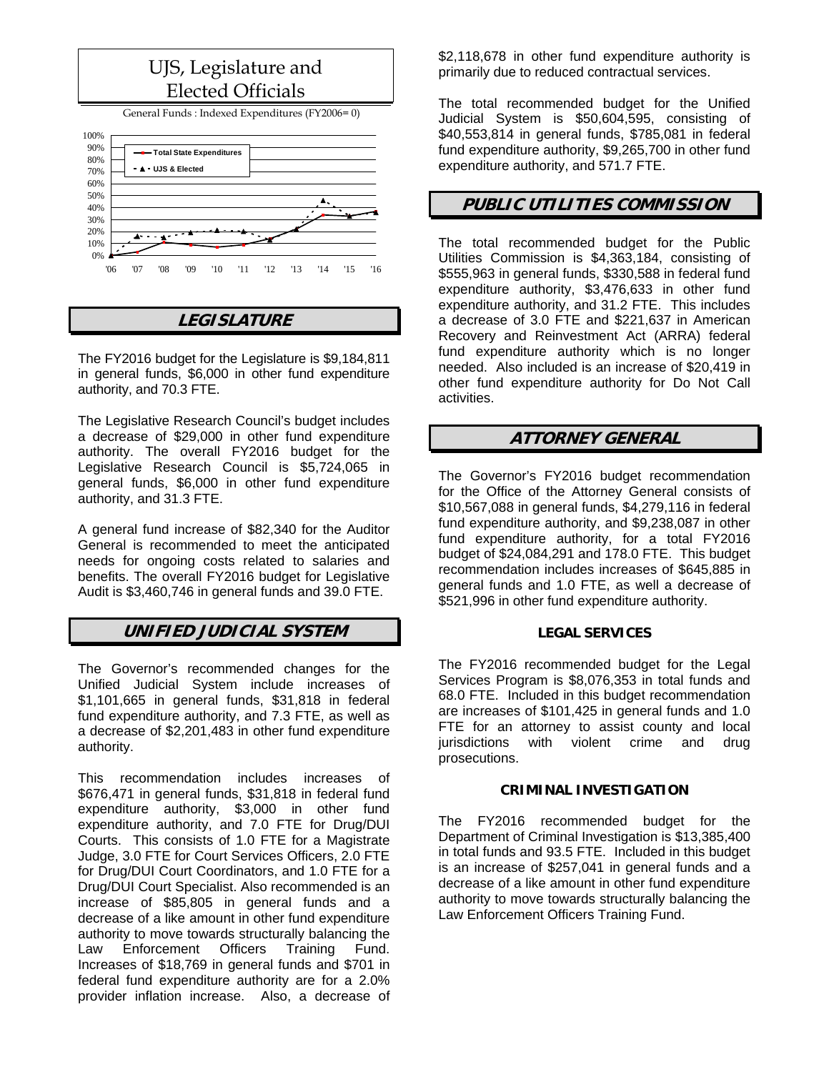# UJS, Legislature and Elected Officials

General Funds : Indexed Expenditures (FY2006= 0)

## LEGISLATURE

The FY2016 budget for the Legislature is $9,184,811 in general funds, $6,000 in other fund expenditure authority, and 70.3 FTE.

The Legislative Research Council's budget includes a decrease of $29,000 in other fund expenditure authority. The overall FY2016 budget for the Legislative Research Council is $5,724,065 in general funds, $6,000 in other fund expenditure authority, and 31.3 FTE.

A general fund increase of $82,340 for the Auditor General is recommended to meet the anticipated needs for ongoing costs related to salaries and benefits. The overall FY2016 budget for Legislative Audit is $3,460,746 in general funds and 39.0 FTE.

## UNIFIED JUDICIAL SYSTEM

The Governor's recommended changes for the Unified Judicial System include increases of $1,101,665 in general funds, $31,818 in federal fund expenditure authority, and 7.3 FTE, as well as a decrease of $2,201,483 in other fund expenditure authority.

This recommendation includes increases of $676,471 in general funds, $31,818 in federal fund expenditure authority, $3,000 in other fund expenditure authority, and 7.0 FTE for Drug/DUI Courts. This consists of 1.0 FTE for a Magistrate Judge, 3.0 FTE for Court Services Officers, 2.0 FTE for Drug/DUI Court Coordinators, and 1.0 FTE for a Drug/DUI Court Specialist. Also recommended is an increase of $85,805 in general funds and a decrease of a like amount in other fund expenditure authority to move towards structurally balancing the Law Enforcement Officers Training Fund. Increases of $18,769 in general funds and $701 in federal fund expenditure authority are for a 2.0% provider inflation increase. Also, a decrease of $2,118,678 in other fund expenditure authority is primarily due to reduced contractual services.

The total recommended budget for the Unified Judicial System is $50,604,595, consisting of $40,553,814 in general funds, $785,081 in federal fund expenditure authority, $9,265,700 in other fund expenditure authority, and 571.7 FTE.

## PUBLIC UTILITIES COMMISSION

The total recommended budget for the Public Utilities Commission is $4,363,184, consisting of $555,963 in general funds, $330,588 in federal fund expenditure authority, $3,476,633 in other fund expenditure authority, and 31.2 FTE. This includes a decrease of 3.0 FTE and $221,637 in American Recovery and Reinvestment Act (ARRA) federal fund expenditure authority which is no longer needed. Also included is an increase of $20,419 in other fund expenditure authority for Do Not Call activities.

## ATTORNEY GENERAL

The Governor's FY2016 budget recommendation for the Office of the Attorney General consists of $10,567,088 in general funds, $4,279,116 in federal fund expenditure authority, and $9,238,087 in other fund expenditure authority, for a total FY2016 budget of $24,084,291 and 178.0 FTE. This budget recommendation includes increases of $645,885 in general funds and 1.0 FTE, as well a decrease of $521,996 in other fund expenditure authority.

### LEGAL SERVICES

The FY2016 recommended budget for the Legal Services Program is $8,076,353 in total funds and 68.0 FTE. Included in this budget recommendation are increases of $101,425 in general funds and 1.0 FTE for an attorney to assist county and local jurisdictions with violent crime and drug prosecutions.

### CRIMINAL INVESTIGATION

The FY2016 recommended budget for the Department of Criminal Investigation is $13,385,400 in total funds and 93.5 FTE. Included in this budget is an increase of $257,041 in general funds and a decrease of a like amount in other fund expenditure authority to move towards structurally balancing the Law Enforcement Officers Training Fund.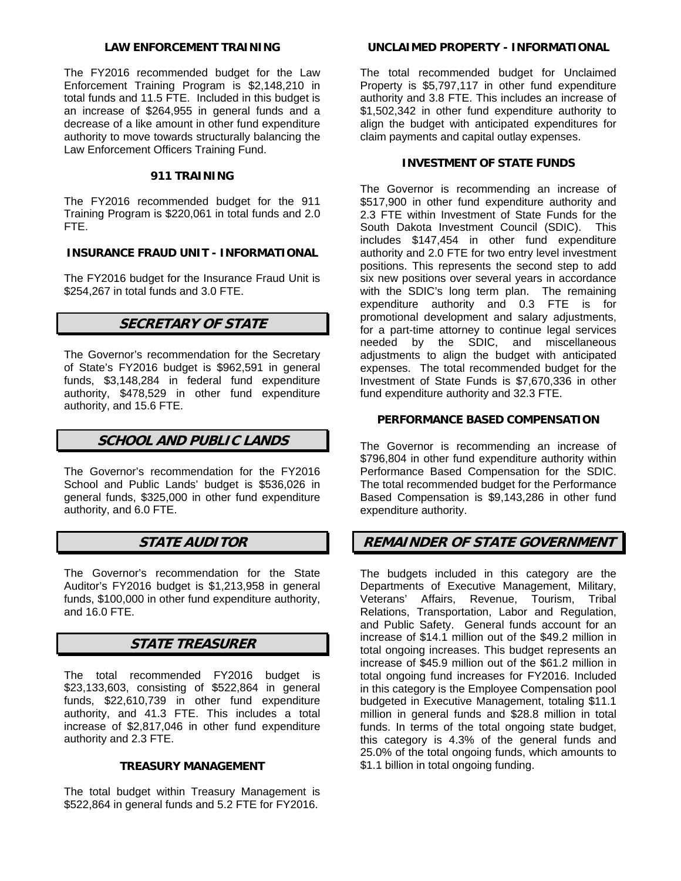### LAW ENFORCEMENT TRAINING

The FY2016 recommended budget for the Law Enforcement Training Program is $2,148,210 in total funds and 11.5 FTE. Included in this budget is an increase of $264,955 in general funds and a decrease of a like amount in other fund expenditure authority to move towards structurally balancing the Law Enforcement Officers Training Fund.

### 911 TRAINING

The FY2016 recommended budget for the 911 Training Program is $220,061 in total funds and 2.0 FTE.

### INSURANCE FRAUD UNIT - INFORMATIONAL

The FY2016 budget for the Insurance Fraud Unit is $254,267 in total funds and 3.0 FTE.

## SECRETARY OF STATE

The Governor's recommendation for the Secretary of State's FY2016 budget is $962,591 in general funds, $3,148,284 in federal fund expenditure authority, $478,529 in other fund expenditure authority, and 15.6 FTE.

## SCHOOL AND PUBLIC LANDS

The Governor's recommendation for the FY2016 School and Public Lands' budget is $536,026 in general funds, $325,000 in other fund expenditure authority, and 6.0 FTE.

## STATE AUDITOR

The Governor's recommendation for the State Auditor's FY2016 budget is $1,213,958 in general funds, $100,000 in other fund expenditure authority, and 16.0 FTE.

## STATE TREASURER

The total recommended FY2016 budget is $23,133,603, consisting of $522,864 in general funds, $22,610,739 in other fund expenditure authority, and 41.3 FTE. This includes a total increase of $2,817,046 in other fund expenditure authority and 2.3 FTE.

### TREASURY MANAGEMENT

The total budget within Treasury Management is $522,864 in general funds and 5.2 FTE for FY2016.

### UNCLAIMED PROPERTY - INFORMATIONAL

The total recommended budget for Unclaimed Property is $5,797,117 in other fund expenditure authority and 3.8 FTE. This includes an increase of $1,502,342 in other fund expenditure authority to align the budget with anticipated expenditures for claim payments and capital outlay expenses.

### INVESTMENT OF STATE FUNDS

The Governor is recommending an increase of $517,900 in other fund expenditure authority and 2.3 FTE within Investment of State Funds for the South Dakota Investment Council (SDIC). This includes $147,454 in other fund expenditure authority and 2.0 FTE for two entry level investment positions. This represents the second step to add six new positions over several years in accordance with the SDIC's long term plan. The remaining expenditure authority and 0.3 FTE is for promotional development and salary adjustments, for a part-time attorney to continue legal services needed by the SDIC, and miscellaneous adjustments to align the budget with anticipated expenses. The total recommended budget for the Investment of State Funds is $7,670,336 in other fund expenditure authority and 32.3 FTE.

### PERFORMANCE BASED COMPENSATION

The Governor is recommending an increase of $796,804 in other fund expenditure authority within Performance Based Compensation for the SDIC. The total recommended budget for the Performance Based Compensation is $9,143,286 in other fund expenditure authority.

## REMAINDER OF STATE GOVERNMENT

The budgets included in this category are the Departments of Executive Management, Military, Veterans' Affairs, Revenue, Tourism, Tribal Relations, Transportation, Labor and Regulation, and Public Safety. General funds account for an increase of $14.1 million out of the $49.2 million in total ongoing increases. This budget represents an increase of $45.9 million out of the $61.2 million in total ongoing fund increases for FY2016. Included in this category is the Employee Compensation pool budgeted in Executive Management, totaling $11.1 million in general funds and $28.8 million in total funds. In terms of the total ongoing state budget, this category is 4.3% of the general funds and 25.0% of the total ongoing funds, which amounts to $1.1 billion in total ongoing funding.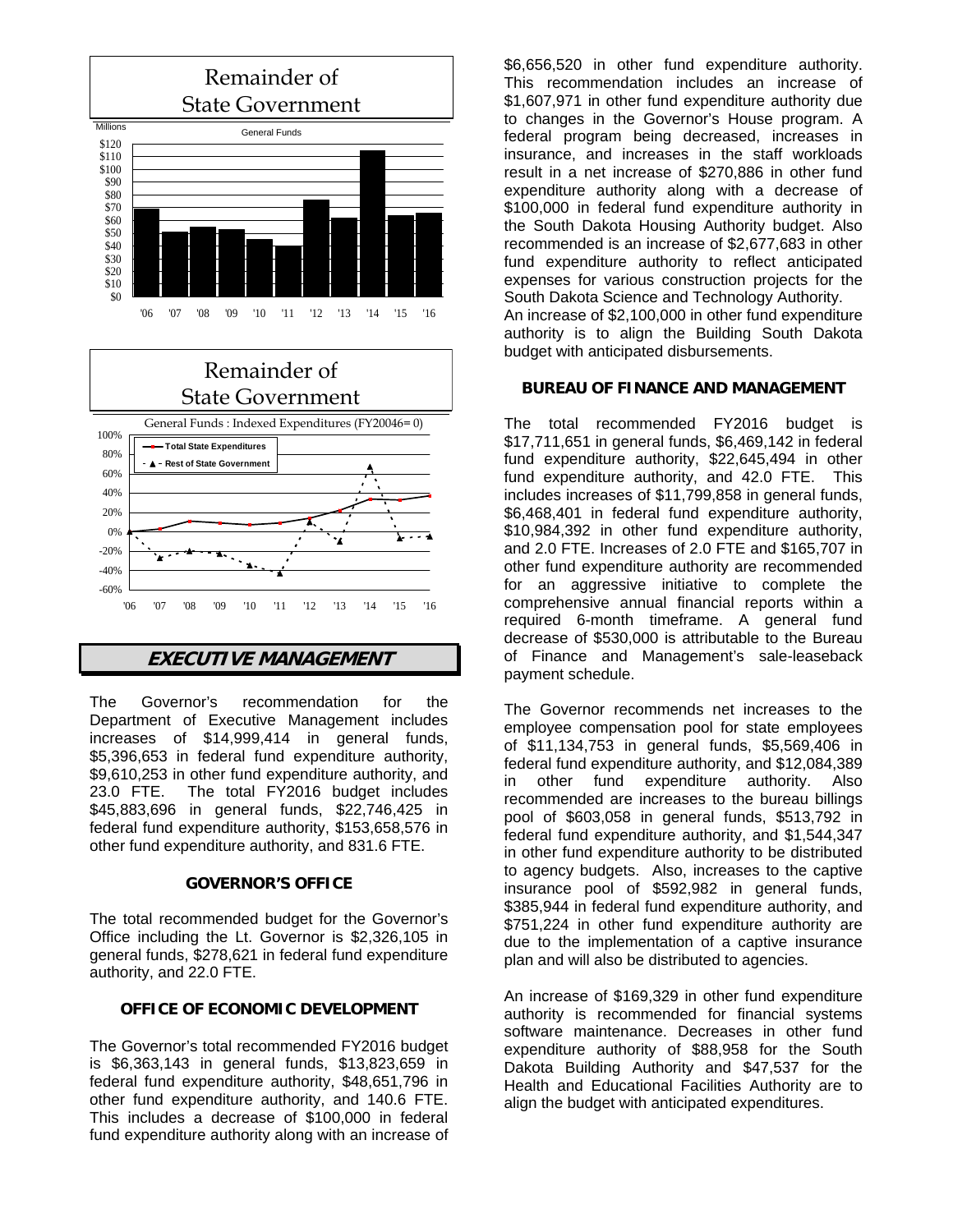## Remainder of State Government

Millions

General Funds

$120
$110
$100
$90
$80
$70
$60
$50
$40
$30
$20
$10
$0

'06 '07 '08 '09 '10 '11 '12 '13 '14 '15 '16

## Remainder of State Government

General Funds : Indexed Expenditures (FY20046= 0)

Total State Expenditures

Rest of State Government

100%
80%
60%
40%
20%
0%
-20%
-40%
-60%

'06 '07 '08 '09 '10 '11 '12 '13 '14 '15 '16

# EXECUTIVE MANAGEMENT

The Governor's recommendation for the Department of Executive Management includes increases of $14,999,414 in general funds, $5,396,653 in federal fund expenditure authority, $9,610,253 in other fund expenditure authority, and 23.0 FTE. The total FY2016 budget includes $45,883,696 in general funds, $22,746,425 in federal fund expenditure authority, $153,658,576 in other fund expenditure authority, and 831.6 FTE.

### GOVERNOR'S OFFICE

The total recommended budget for the Governor's Office including the Lt. Governor is $2,326,105 in general funds, $278,621 in federal fund expenditure authority, and 22.0 FTE.

### OFFICE OF ECONOMIC DEVELOPMENT

The Governor's total recommended FY2016 budget is $6,363,143 in general funds, $13,823,659 in federal fund expenditure authority, $48,651,796 in other fund expenditure authority, and 140.6 FTE. This includes a decrease of $100,000 in federal fund expenditure authority along with an increase of $6,656,520 in other fund expenditure authority. This recommendation includes an increase of $1,607,971 in other fund expenditure authority due to changes in the Governor's House program. A federal program being decreased, increases in insurance, and increases in the staff workloads result in a net increase of $270,886 in other fund expenditure authority along with a decrease of $100,000 in federal fund expenditure authority in the South Dakota Housing Authority budget. Also recommended is an increase of $2,677,683 in other fund expenditure authority to reflect anticipated expenses for various construction projects for the South Dakota Science and Technology Authority. An increase of $2,100,000 in other fund expenditure authority is to align the Building South Dakota budget with anticipated disbursements.

### BUREAU OF FINANCE AND MANAGEMENT

The total recommended FY2016 budget is $17,711,651 in general funds, $6,469,142 in federal fund expenditure authority, $22,645,494 in other fund expenditure authority, and 42.0 FTE. This includes increases of $11,799,858 in general funds, $6,468,401 in federal fund expenditure authority, $10,984,392 in other fund expenditure authority, and 2.0 FTE. Increases of 2.0 FTE and $165,707 in other fund expenditure authority are recommended for an aggressive initiative to complete the comprehensive annual financial reports within a required 6-month timeframe. A general fund decrease of $530,000 is attributable to the Bureau of Finance and Management's sale-leaseback payment schedule.

The Governor recommends net increases to the employee compensation pool for state employees of $11,134,753 in general funds, $5,569,406 in federal fund expenditure authority, and $12,084,389 in other fund expenditure authority. Also recommended are increases to the bureau billings pool of $603,058 in general funds, $513,792 in federal fund expenditure authority, and $1,544,347 in other fund expenditure authority to be distributed to agency budgets. Also, increases to the captive insurance pool of $592,982 in general funds, $385,944 in federal fund expenditure authority, and $751,224 in other fund expenditure authority are due to the implementation of a captive insurance plan and will also be distributed to agencies.

An increase of $169,329 in other fund expenditure authority is recommended for financial systems software maintenance. Decreases in other fund expenditure authority of $88,958 for the South Dakota Building Authority and $47,537 for the Health and Educational Facilities Authority are to align the budget with anticipated expenditures.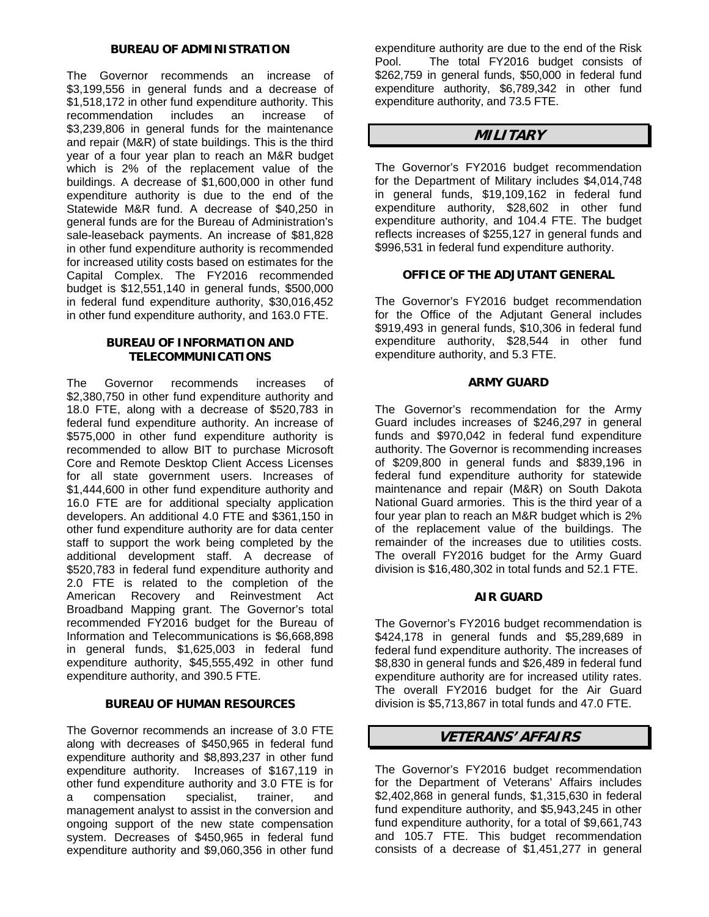### BUREAU OF ADMINISTRATION

The Governor recommends an increase of $3,199,556 in general funds and a decrease of $1,518,172 in other fund expenditure authority. This recommendation includes an increase of $3,239,806 in general funds for the maintenance and repair (M&R) of state buildings. This is the third year of a four year plan to reach an M&R budget which is 2% of the replacement value of the buildings. A decrease of $1,600,000 in other fund expenditure authority is due to the end of the Statewide M&R fund. A decrease of $40,250 in general funds are for the Bureau of Administration's sale-leaseback payments. An increase of $81,828 in other fund expenditure authority is recommended for increased utility costs based on estimates for the Capital Complex. The FY2016 recommended budget is $12,551,140 in general funds, $500,000 in federal fund expenditure authority, $30,016,452 in other fund expenditure authority, and 163.0 FTE.

### BUREAU OF INFORMATION AND TELECOMMUNICATIONS

The Governor recommends increases of $2,380,750 in other fund expenditure authority and 18.0 FTE, along with a decrease of $520,783 in federal fund expenditure authority. An increase of $575,000 in other fund expenditure authority is recommended to allow BIT to purchase Microsoft Core and Remote Desktop Client Access Licenses for all state government users. Increases of $1,444,600 in other fund expenditure authority and 16.0 FTE are for additional specialty application developers. An additional 4.0 FTE and $361,150 in other fund expenditure authority are for data center staff to support the work being completed by the additional development staff. A decrease of $520,783 in federal fund expenditure authority and 2.0 FTE is related to the completion of the American Recovery and Reinvestment Act Broadband Mapping grant. The Governor's total recommended FY2016 budget for the Bureau of Information and Telecommunications is $6,668,898 in general funds, $1,625,003 in federal fund expenditure authority, $45,555,492 in other fund expenditure authority, and 390.5 FTE.

### BUREAU OF HUMAN RESOURCES

The Governor recommends an increase of 3.0 FTE along with decreases of $450,965 in federal fund expenditure authority and $8,893,237 in other fund expenditure authority. Increases of $167,119 in other fund expenditure authority and 3.0 FTE is for a compensation specialist, trainer, and management analyst to assist in the conversion and ongoing support of the new state compensation system. Decreases of $450,965 in federal fund expenditure authority and $9,060,356 in other fund expenditure authority are due to the end of the Risk Pool. The total FY2016 budget consists of $262,759 in general funds, $50,000 in federal fund expenditure authority, $6,789,342 in other fund expenditure authority, and 73.5 FTE.

## MILITARY

The Governor's FY2016 budget recommendation for the Department of Military includes $4,014,748 in general funds, $19,109,162 in federal fund expenditure authority, $28,602 in other fund expenditure authority, and 104.4 FTE. The budget reflects increases of $255,127 in general funds and $996,531 in federal fund expenditure authority.

### OFFICE OF THE ADJUTANT GENERAL

The Governor's FY2016 budget recommendation for the Office of the Adjutant General includes $919,493 in general funds, $10,306 in federal fund expenditure authority, $28,544 in other fund expenditure authority, and 5.3 FTE.

### ARMY GUARD

The Governor's recommendation for the Army Guard includes increases of $246,297 in general funds and $970,042 in federal fund expenditure authority. The Governor is recommending increases of $209,800 in general funds and $839,196 in federal fund expenditure authority for statewide maintenance and repair (M&R) on South Dakota National Guard armories. This is the third year of a four year plan to reach an M&R budget which is 2% of the replacement value of the buildings. The remainder of the increases due to utilities costs. The overall FY2016 budget for the Army Guard division is $16,480,302 in total funds and 52.1 FTE.

### AIR GUARD

The Governor's FY2016 budget recommendation is $424,178 in general funds and $5,289,689 in federal fund expenditure authority. The increases of $8,830 in general funds and $26,489 in federal fund expenditure authority are for increased utility rates. The overall FY2016 budget for the Air Guard division is $5,713,867 in total funds and 47.0 FTE.

## VETERANS' AFFAIRS

The Governor's FY2016 budget recommendation for the Department of Veterans' Affairs includes $2,402,868 in general funds, $1,315,630 in federal fund expenditure authority, and $5,943,245 in other fund expenditure authority, for a total of $9,661,743 and 105.7 FTE. This budget recommendation consists of a decrease of $1,451,277 in general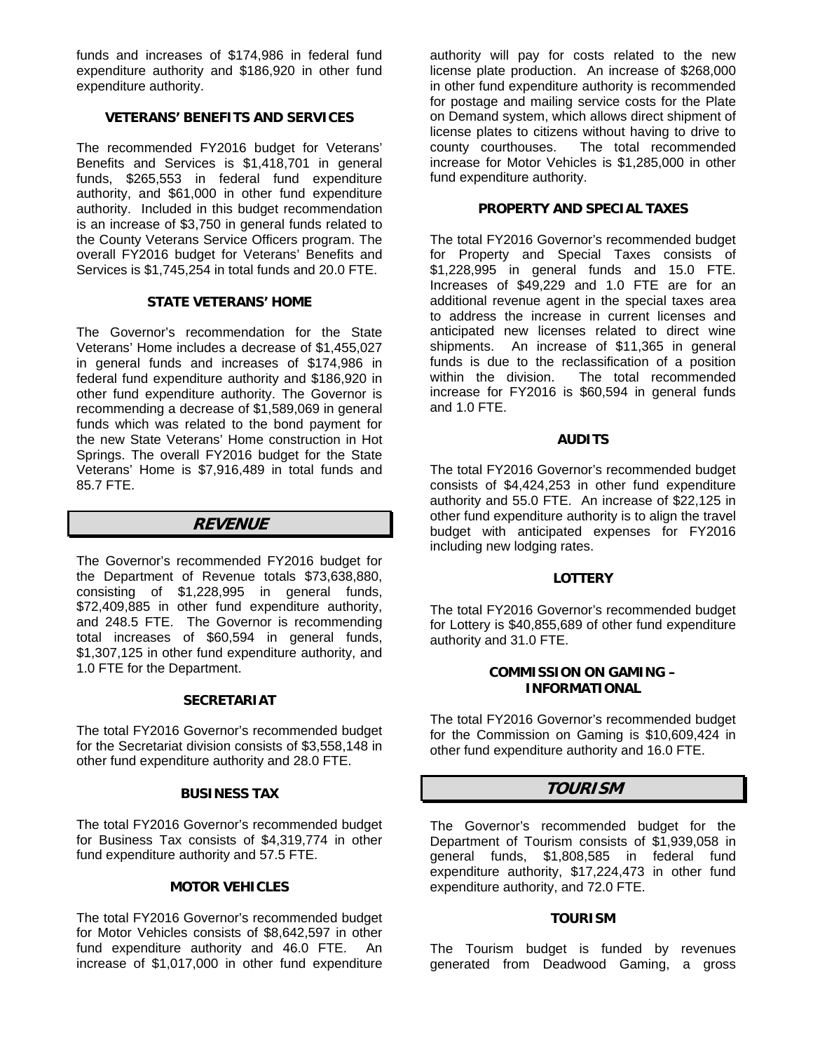funds and increases of $174,986 in federal fund expenditure authority and $186,920 in other fund expenditure authority.

### VETERANS' BENEFITS AND SERVICES

The recommended FY2016 budget for Veterans' Benefits and Services is $1,418,701 in general funds, $265,553 in federal fund expenditure authority, and $61,000 in other fund expenditure authority. Included in this budget recommendation is an increase of $3,750 in general funds related to the County Veterans Service Officers program. The overall FY2016 budget for Veterans' Benefits and Services is $1,745,254 in total funds and 20.0 FTE.

### STATE VETERANS' HOME

The Governor's recommendation for the State Veterans' Home includes a decrease of $1,455,027 in general funds and increases of $174,986 in federal fund expenditure authority and $186,920 in other fund expenditure authority. The Governor is recommending a decrease of $1,589,069 in general funds which was related to the bond payment for the new State Veterans' Home construction in Hot Springs. The overall FY2016 budget for the State Veterans' Home is $7,916,489 in total funds and 85.7 FTE.

## *REVENUE*

The Governor's recommended FY2016 budget for the Department of Revenue totals $73,638,880, consisting of $1,228,995 in general funds, $72,409,885 in other fund expenditure authority, and 248.5 FTE. The Governor is recommending total increases of $60,594 in general funds, $1,307,125 in other fund expenditure authority, and 1.0 FTE for the Department.

### SECRETARIAT

The total FY2016 Governor's recommended budget for the Secretariat division consists of $3,558,148 in other fund expenditure authority and 28.0 FTE.

### BUSINESS TAX

The total FY2016 Governor's recommended budget for Business Tax consists of $4,319,774 in other fund expenditure authority and 57.5 FTE.

### MOTOR VEHICLES

The total FY2016 Governor's recommended budget for Motor Vehicles consists of $8,642,597 in other fund expenditure authority and 46.0 FTE. An increase of $1,017,000 in other fund expenditure authority will pay for costs related to the new license plate production. An increase of $268,000 in other fund expenditure authority is recommended for postage and mailing service costs for the Plate on Demand system, which allows direct shipment of license plates to citizens without having to drive to county courthouses. The total recommended increase for Motor Vehicles is $1,285,000 in other fund expenditure authority.

### PROPERTY AND SPECIAL TAXES

The total FY2016 Governor's recommended budget for Property and Special Taxes consists of $1,228,995 in general funds and 15.0 FTE. Increases of $49,229 and 1.0 FTE are for an additional revenue agent in the special taxes area to address the increase in current licenses and anticipated new licenses related to direct wine shipments. An increase of $11,365 in general funds is due to the reclassification of a position within the division. The total recommended increase for FY2016 is $60,594 in general funds and 1.0 FTE.

### AUDITS

The total FY2016 Governor's recommended budget consists of $4,424,253 in other fund expenditure authority and 55.0 FTE. An increase of $22,125 in other fund expenditure authority is to align the travel budget with anticipated expenses for FY2016 including new lodging rates.

### LOTTERY

The total FY2016 Governor's recommended budget for Lottery is $40,855,689 of other fund expenditure authority and 31.0 FTE.

### COMMISSION ON GAMING – INFORMATIONAL

The total FY2016 Governor's recommended budget for the Commission on Gaming is $10,609,424 in other fund expenditure authority and 16.0 FTE.

## *TOURISM*

The Governor's recommended budget for the Department of Tourism consists of $1,939,058 in general funds, $1,808,585 in federal fund expenditure authority, $17,224,473 in other fund expenditure authority, and 72.0 FTE.

### TOURISM

The Tourism budget is funded by revenues generated from Deadwood Gaming, a gross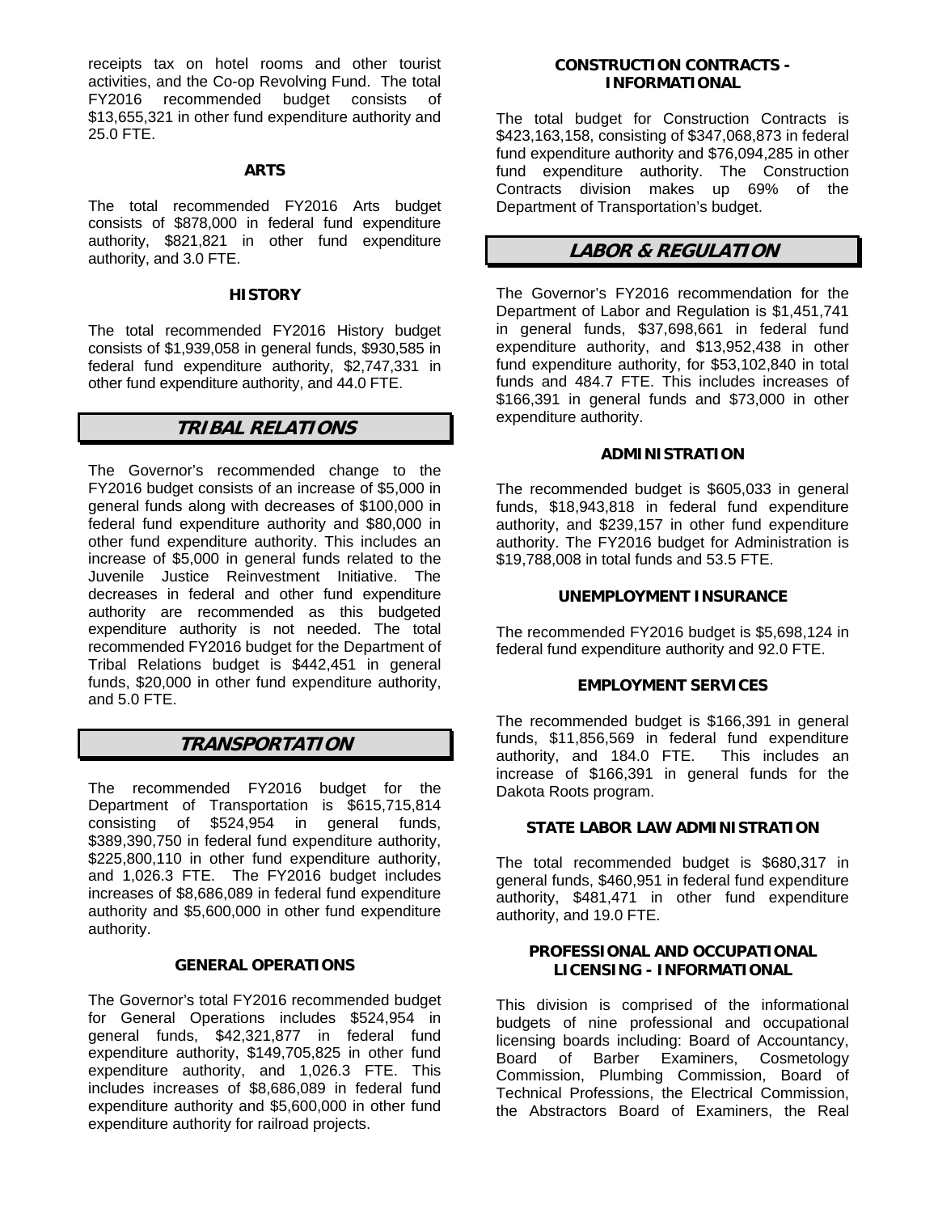receipts tax on hotel rooms and other tourist activities, and the Co-op Revolving Fund. The total FY2016 recommended budget consists of $13,655,321 in other fund expenditure authority and 25.0 FTE.

### ARTS

The total recommended FY2016 Arts budget consists of $878,000 in federal fund expenditure authority, $821,821 in other fund expenditure authority, and 3.0 FTE.

### HISTORY

The total recommended FY2016 History budget consists of $1,939,058 in general funds, $930,585 in federal fund expenditure authority, $2,747,331 in other fund expenditure authority, and 44.0 FTE.

## *TRIBAL RELATIONS*

The Governor's recommended change to the FY2016 budget consists of an increase of $5,000 in general funds along with decreases of $100,000 in federal fund expenditure authority and $80,000 in other fund expenditure authority. This includes an increase of $5,000 in general funds related to the Juvenile Justice Reinvestment Initiative. The decreases in federal and other fund expenditure authority are recommended as this budgeted expenditure authority is not needed. The total recommended FY2016 budget for the Department of Tribal Relations budget is $442,451 in general funds, $20,000 in other fund expenditure authority, and 5.0 FTE.

## *TRANSPORTATION*

The recommended FY2016 budget for the Department of Transportation is $615,715,814 consisting of $524,954 in general funds, $389,390,750 in federal fund expenditure authority, $225,800,110 in other fund expenditure authority, and 1,026.3 FTE. The FY2016 budget includes increases of $8,686,089 in federal fund expenditure authority and $5,600,000 in other fund expenditure authority.

### GENERAL OPERATIONS

The Governor's total FY2016 recommended budget for General Operations includes $524,954 in general funds, $42,321,877 in federal fund expenditure authority, $149,705,825 in other fund expenditure authority, and 1,026.3 FTE. This includes increases of $8,686,089 in federal fund expenditure authority and $5,600,000 in other fund expenditure authority for railroad projects.

### CONSTRUCTION CONTRACTS - INFORMATIONAL

The total budget for Construction Contracts is $423,163,158, consisting of $347,068,873 in federal fund expenditure authority and $76,094,285 in other fund expenditure authority. The Construction Contracts division makes up 69% of the Department of Transportation's budget.

## *LABOR & REGULATION*

The Governor's FY2016 recommendation for the Department of Labor and Regulation is $1,451,741 in general funds, $37,698,661 in federal fund expenditure authority, and $13,952,438 in other fund expenditure authority, for $53,102,840 in total funds and 484.7 FTE. This includes increases of $166,391 in general funds and $73,000 in other expenditure authority.

### ADMINISTRATION

The recommended budget is $605,033 in general funds, $18,943,818 in federal fund expenditure authority, and $239,157 in other fund expenditure authority. The FY2016 budget for Administration is $19,788,008 in total funds and 53.5 FTE.

### UNEMPLOYMENT INSURANCE

The recommended FY2016 budget is $5,698,124 in federal fund expenditure authority and 92.0 FTE.

### EMPLOYMENT SERVICES

The recommended budget is $166,391 in general funds, $11,856,569 in federal fund expenditure authority, and 184.0 FTE. This includes an increase of $166,391 in general funds for the Dakota Roots program.

### STATE LABOR LAW ADMINISTRATION

The total recommended budget is $680,317 in general funds, $460,951 in federal fund expenditure authority, $481,471 in other fund expenditure authority, and 19.0 FTE.

### PROFESSIONAL AND OCCUPATIONAL LICENSING - INFORMATIONAL

This division is comprised of the informational budgets of nine professional and occupational licensing boards including: Board of Accountancy, Board of Barber Examiners, Cosmetology Commission, Plumbing Commission, Board of Technical Professions, the Electrical Commission, the Abstractors Board of Examiners, the Real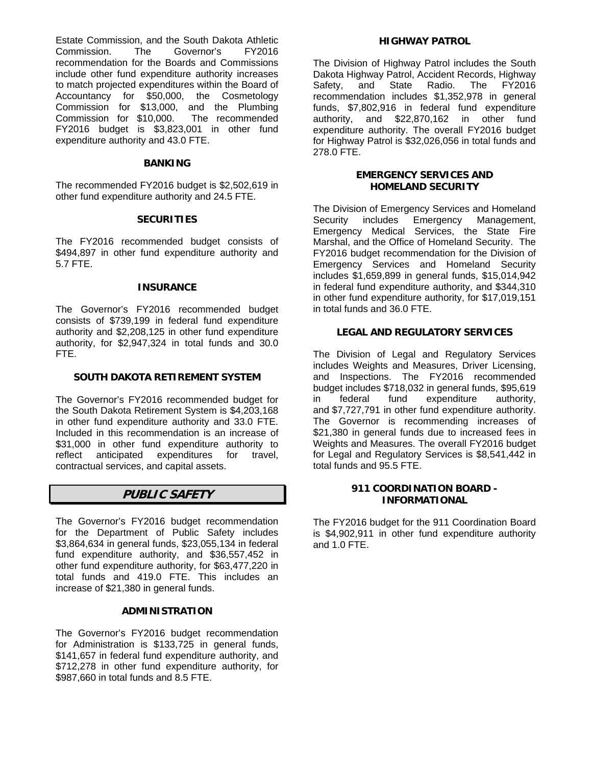Estate Commission, and the South Dakota Athletic Commission. The Governor's FY2016 recommendation for the Boards and Commissions include other fund expenditure authority increases to match projected expenditures within the Board of Accountancy for $50,000, the Cosmetology Commission for $13,000, and the Plumbing Commission for $10,000. The recommended FY2016 budget is $3,823,001 in other fund expenditure authority and 43.0 FTE.

### BANKING

The recommended FY2016 budget is $2,502,619 in other fund expenditure authority and 24.5 FTE.

### SECURITIES

The FY2016 recommended budget consists of $494,897 in other fund expenditure authority and 5.7 FTE.

### INSURANCE

The Governor's FY2016 recommended budget consists of $739,199 in federal fund expenditure authority and $2,208,125 in other fund expenditure authority, for $2,947,324 in total funds and 30.0 FTE.

### SOUTH DAKOTA RETIREMENT SYSTEM

The Governor's FY2016 recommended budget for the South Dakota Retirement System is $4,203,168 in other fund expenditure authority and 33.0 FTE. Included in this recommendation is an increase of $31,000 in other fund expenditure authority to reflect anticipated expenditures for travel, contractual services, and capital assets.

## *PUBLIC SAFETY*

The Governor's FY2016 budget recommendation for the Department of Public Safety includes $3,864,634 in general funds, $23,055,134 in federal fund expenditure authority, and $36,557,452 in other fund expenditure authority, for $63,477,220 in total funds and 419.0 FTE. This includes an increase of $21,380 in general funds.

### ADMINISTRATION

The Governor's FY2016 budget recommendation for Administration is $133,725 in general funds, $141,657 in federal fund expenditure authority, and $712,278 in other fund expenditure authority, for $987,660 in total funds and 8.5 FTE.

### HIGHWAY PATROL

The Division of Highway Patrol includes the South Dakota Highway Patrol, Accident Records, Highway Safety, and State Radio. The FY2016 recommendation includes $1,352,978 in general funds, $7,802,916 in federal fund expenditure authority, and $22,870,162 in other fund expenditure authority. The overall FY2016 budget for Highway Patrol is $32,026,056 in total funds and 278.0 FTE.

### EMERGENCY SERVICES AND HOMELAND SECURITY

The Division of Emergency Services and Homeland Security includes Emergency Management, Emergency Medical Services, the State Fire Marshal, and the Office of Homeland Security. The FY2016 budget recommendation for the Division of Emergency Services and Homeland Security includes $1,659,899 in general funds, $15,014,942 in federal fund expenditure authority, and $344,310 in other fund expenditure authority, for $17,019,151 in total funds and 36.0 FTE.

### LEGAL AND REGULATORY SERVICES

The Division of Legal and Regulatory Services includes Weights and Measures, Driver Licensing, and Inspections. The FY2016 recommended budget includes $718,032 in general funds, $95,619 in federal fund expenditure authority, and $7,727,791 in other fund expenditure authority. The Governor is recommending increases of $21,380 in general funds due to increased fees in Weights and Measures. The overall FY2016 budget for Legal and Regulatory Services is $8,541,442 in total funds and 95.5 FTE.

### 911 COORDINATION BOARD - INFORMATIONAL

The FY2016 budget for the 911 Coordination Board is $4,902,911 in other fund expenditure authority and 1.0 FTE.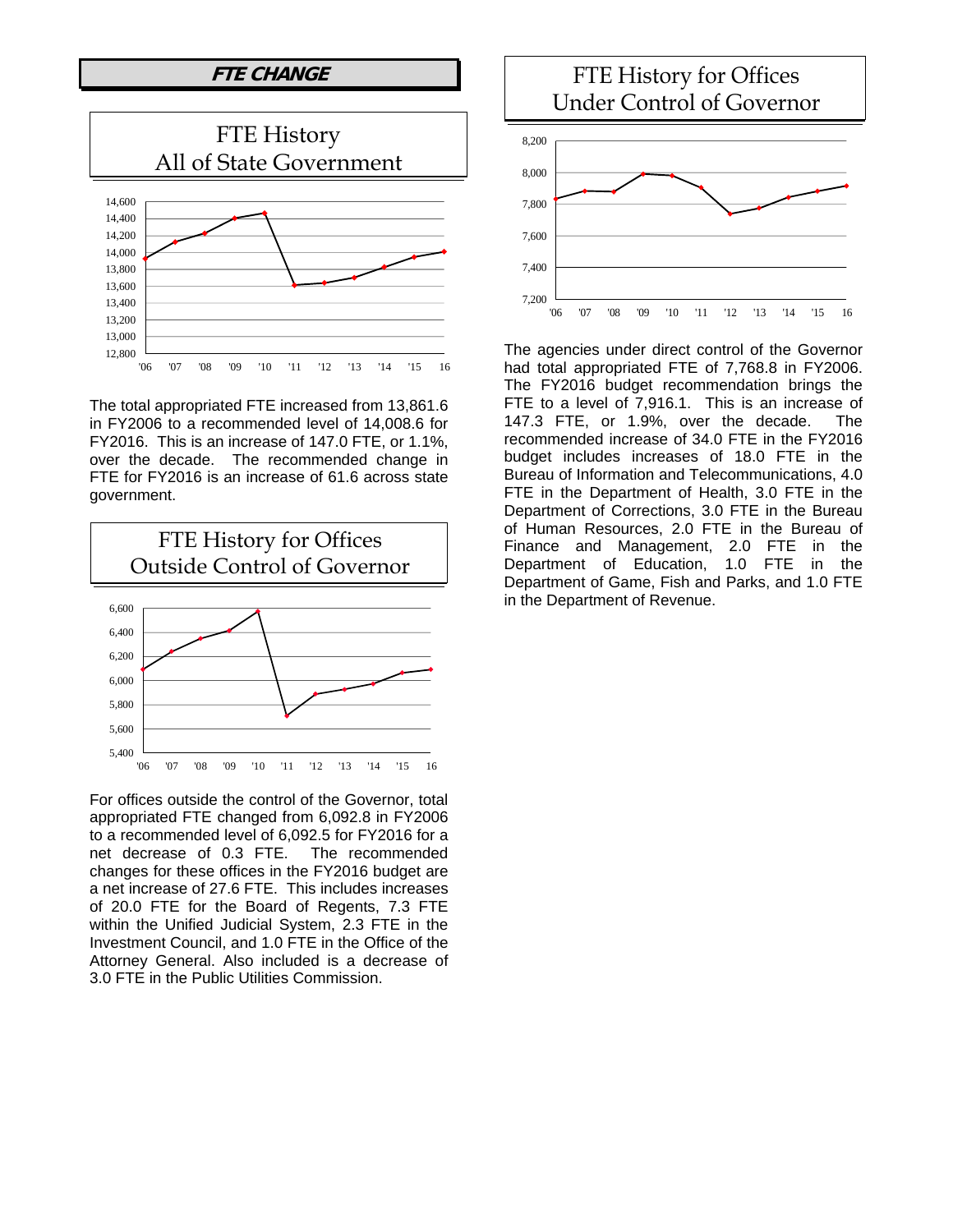## FTE CHANGE

### FTE History All of State Government

14,600
14,400
14,200
14,000
13,800
13,600
13,400
13,200
13,000
12,800
'06 '07 '08 '09 '10 '11 '12 '13 '14 '15 16

The total appropriated FTE increased from 13,861.6 in FY2006 to a recommended level of 14,008.6 for FY2016. This is an increase of 147.0 FTE, or 1.1%, over the decade. The recommended change in FTE for FY2016 is an increase of 61.6 across state government.

### FTE History for Offices Outside Control of Governor

6,600
6,400
6,200
6,000
5,800
5,600
5,400
'06 '07 '08 '09 '10 '11 '12 '13 '14 '15 16

For offices outside the control of the Governor, total appropriated FTE changed from 6,092.8 in FY2006 to a recommended level of 6,092.5 for FY2016 for a net decrease of 0.3 FTE. The recommended changes for these offices in the FY2016 budget are a net increase of 27.6 FTE. This includes increases of 20.0 FTE for the Board of Regents, 7.3 FTE within the Unified Judicial System, 2.3 FTE in the Investment Council, and 1.0 FTE in the Office of the Attorney General. Also included is a decrease of 3.0 FTE in the Public Utilities Commission.

### FTE History for Offices Under Control of Governor

8,200
8,000
7,800
7,600
7,400
7,200
'06 '07 '08 '09 '10 '11 '12 '13 '14 '15 16

The agencies under direct control of the Governor had total appropriated FTE of 7,768.8 in FY2006. The FY2016 budget recommendation brings the FTE to a level of 7,916.1. This is an increase of 147.3 FTE, or 1.9%, over the decade. The recommended increase of 34.0 FTE in the FY2016 budget includes increases of 18.0 FTE in the Bureau of Information and Telecommunications, 4.0 FTE in the Department of Health, 3.0 FTE in the Department of Corrections, 3.0 FTE in the Bureau of Human Resources, 2.0 FTE in the Bureau of Finance and Management, 2.0 FTE in the Department of Education, 1.0 FTE in the Department of Game, Fish and Parks, and 1.0 FTE in the Department of Revenue.